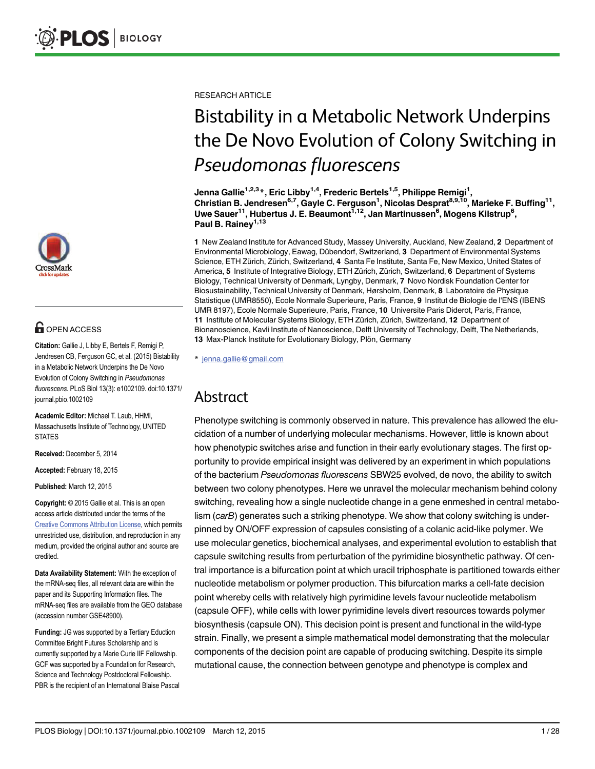RESEARCH ARTICLE

# Bistability in a Metabolic Network Underpins the De Novo Evolution of Colony Switching in *Pseudomonas fluorescens*

**Jenna Gallie[1,2,3]*, Eric Libby[1,4], Frederic Bertels[1,5], Philippe Remigi[1], Christian B. Jendresen[6,7], Gayle C. Ferguson[1], Nicolas Desprat[8,9,10], Marieke F. Buffing[11], Uwe Sauer[11], Hubertus J. E. Beaumont[1,12], Jan Martinussen[6], Mogens Kilstrup[6], Paul B. Rainey[1,13]**

**1** New Zealand Institute for Advanced Study, Massey University, Auckland, New Zealand, **2** Department of Environmental Microbiology, Eawag, Dübendorf, Switzerland, **3** Department of Environmental Systems Science, ETH Zürich, Zürich, Switzerland, **4** Santa Fe Institute, Santa Fe, New Mexico, United States of America, **5** Institute of Integrative Biology, ETH Zürich, Zürich, Switzerland, **6** Department of Systems Biology, Technical University of Denmark, Lyngby, Denmark, **7** Novo Nordisk Foundation Center for Biosustainability, Technical University of Denmark, Hørsholm, Denmark, **8** Laboratoire de Physique Statistique (UMR8550), Ecole Normale Superieure, Paris, France, **9** Institut de Biologie de l'ENS (IBENS UMR 8197), Ecole Normale Superieure, Paris, France, **10** Universite Paris Diderot, Paris, France, **11** Institute of Molecular Systems Biology, ETH Zürich, Zürich, Switzerland, **12** Department of Bionanoscience, Kavli Institute of Nanoscience, Delft University of Technology, Delft, The Netherlands, **13** Max-Planck Institute for Evolutionary Biology, Plön, Germany

* jenna.gallie@gmail.com

OPEN ACCESS

**Citation:** Gallie J, Libby E, Bertels F, Remigi P, Jendresen CB, Ferguson GC, et al. (2015) Bistability in a Metabolic Network Underpins the De Novo Evolution of Colony Switching in *Pseudomonas fluorescens*. PLoS Biol 13(3): e1002109. doi:10.1371/journal.pbio.1002109

**Academic Editor:** Michael T. Laub, HHMI, Massachusetts Institute of Technology, UNITED STATES

**Received:** December 5, 2014

**Accepted:** February 18, 2015

**Published:** March 12, 2015

**Copyright:** © 2015 Gallie et al. This is an open access article distributed under the terms of the Creative Commons Attribution License, which permits unrestricted use, distribution, and reproduction in any medium, provided the original author and source are credited.

**Data Availability Statement:** With the exception of the mRNA-seq files, all relevant data are within the paper and its Supporting Information files. The mRNA-seq files are available from the GEO database (accession number GSE48900).

**Funding:** JG was supported by a Tertiary Eduction Committee Bright Futures Scholarship and is currently supported by a Marie Curie IIF Fellowship. GCF was supported by a Foundation for Research, Science and Technology Postdoctoral Fellowship. PBR is the recipient of an International Blaise Pascal

## Abstract

Phenotype switching is commonly observed in nature. This prevalence has allowed the elucidation of a number of underlying molecular mechanisms. However, little is known about how phenotypic switches arise and function in their early evolutionary stages. The first opportunity to provide empirical insight was delivered by an experiment in which populations of the bacterium *Pseudomonas fluorescens* SBW25 evolved, de novo, the ability to switch between two colony phenotypes. Here we unravel the molecular mechanism behind colony switching, revealing how a single nucleotide change in a gene enmeshed in central metabolism (*carB*) generates such a striking phenotype. We show that colony switching is underpinned by ON/OFF expression of capsules consisting of a colanic acid-like polymer. We use molecular genetics, biochemical analyses, and experimental evolution to establish that capsule switching results from perturbation of the pyrimidine biosynthetic pathway. Of central importance is a bifurcation point at which uracil triphosphate is partitioned towards either nucleotide metabolism or polymer production. This bifurcation marks a cell-fate decision point whereby cells with relatively high pyrimidine levels favour nucleotide metabolism (capsule OFF), while cells with lower pyrimidine levels divert resources towards polymer biosynthesis (capsule ON). This decision point is present and functional in the wild-type strain. Finally, we present a simple mathematical model demonstrating that the molecular components of the decision point are capable of producing switching. Despite its simple mutational cause, the connection between genotype and phenotype is complex and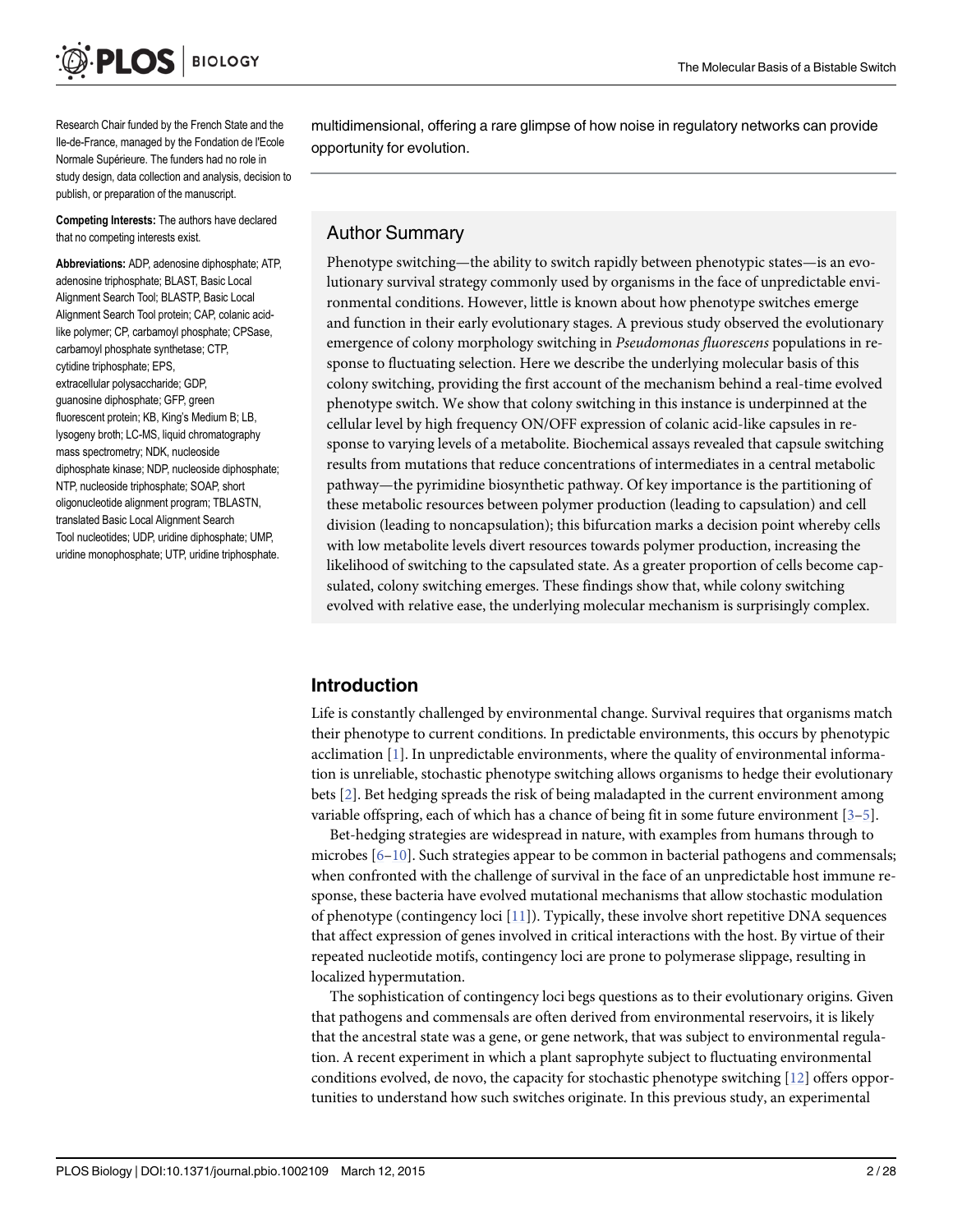Research Chair funded by the French State and the Ile-de-France, managed by the Fondation de l'Ecole Normale Supérieure. The funders had no role in study design, data collection and analysis, decision to publish, or preparation of the manuscript.

**Competing Interests:** The authors have declared that no competing interests exist.

**Abbreviations:** ADP, adenosine diphosphate; ATP, adenosine triphosphate; BLAST, Basic Local Alignment Search Tool; BLASTP, Basic Local Alignment Search Tool protein; CAP, colanic acid-like polymer; CP, carbamoyl phosphate; CPSase, carbamoyl phosphate synthetase; CTP, cytidine triphosphate; EPS, extracellular polysaccharide; GDP, guanosine diphosphate; GFP, green fluorescent protein; KB, King's Medium B; LB, lysogeny broth; LC-MS, liquid chromatography mass spectrometry; NDK, nucleoside diphosphate kinase; NDP, nucleoside diphosphate; NTP, nucleoside triphosphate; SOAP, short oligonucleotide alignment program; TBLASTN, translated Basic Local Alignment Search Tool nucleotides; UDP, uridine diphosphate; UMP, uridine monophosphate; UTP, uridine triphosphate.

multidimensional, offering a rare glimpse of how noise in regulatory networks can provide opportunity for evolution.

## Author Summary

Phenotype switching—the ability to switch rapidly between phenotypic states—is an evolutionary survival strategy commonly used by organisms in the face of unpredictable environmental conditions. However, little is known about how phenotype switches emerge and function in their early evolutionary stages. A previous study observed the evolutionary emergence of colony morphology switching in *Pseudomonas fluorescens* populations in response to fluctuating selection. Here we describe the underlying molecular basis of this colony switching, providing the first account of the mechanism behind a real-time evolved phenotype switch. We show that colony switching in this instance is underpinned at the cellular level by high frequency ON/OFF expression of colanic acid-like capsules in response to varying levels of a metabolite. Biochemical assays revealed that capsule switching results from mutations that reduce concentrations of intermediates in a central metabolic pathway—the pyrimidine biosynthetic pathway. Of key importance is the partitioning of these metabolic resources between polymer production (leading to capsulation) and cell division (leading to noncapsulation); this bifurcation marks a decision point whereby cells with low metabolite levels divert resources towards polymer production, increasing the likelihood of switching to the capsulated state. As a greater proportion of cells become capsulated, colony switching emerges. These findings show that, while colony switching evolved with relative ease, the underlying molecular mechanism is surprisingly complex.

## Introduction

Life is constantly challenged by environmental change. Survival requires that organisms match their phenotype to current conditions. In predictable environments, this occurs by phenotypic acclimation [1]. In unpredictable environments, where the quality of environmental information is unreliable, stochastic phenotype switching allows organisms to hedge their evolutionary bets [2]. Bet hedging spreads the risk of being maladapted in the current environment among variable offspring, each of which has a chance of being fit in some future environment [3–5].

Bet-hedging strategies are widespread in nature, with examples from humans through to microbes [6–10]. Such strategies appear to be common in bacterial pathogens and commensals; when confronted with the challenge of survival in the face of an unpredictable host immune response, these bacteria have evolved mutational mechanisms that allow stochastic modulation of phenotype (contingency loci [11]). Typically, these involve short repetitive DNA sequences that affect expression of genes involved in critical interactions with the host. By virtue of their repeated nucleotide motifs, contingency loci are prone to polymerase slippage, resulting in localized hypermutation.

The sophistication of contingency loci begs questions as to their evolutionary origins. Given that pathogens and commensals are often derived from environmental reservoirs, it is likely that the ancestral state was a gene, or gene network, that was subject to environmental regulation. A recent experiment in which a plant saprophyte subject to fluctuating environmental conditions evolved, de novo, the capacity for stochastic phenotype switching [12] offers opportunities to understand how such switches originate. In this previous study, an experimental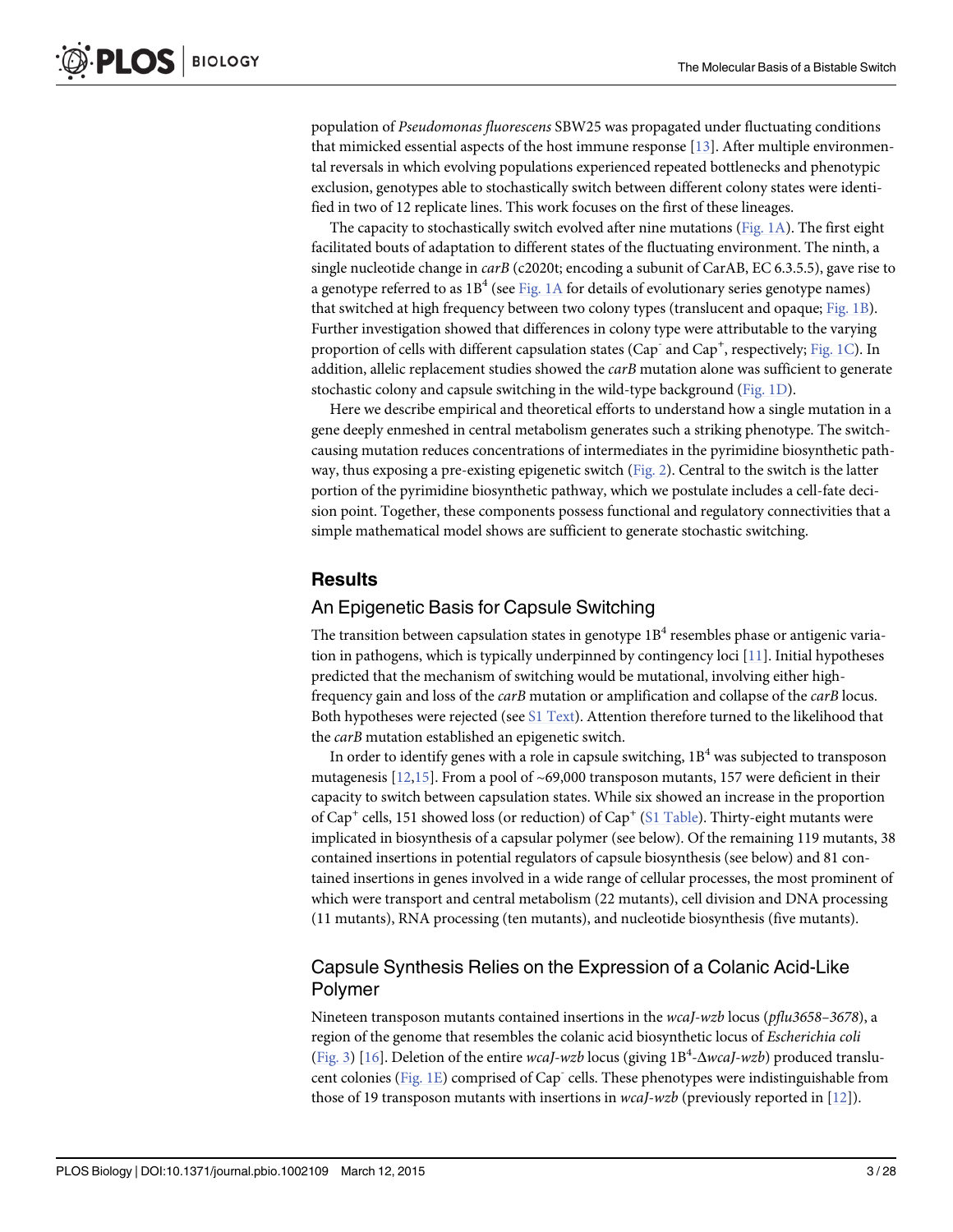population of *Pseudomonas fluorescens* SBW25 was propagated under fluctuating conditions that mimicked essential aspects of the host immune response [13]. After multiple environmental reversals in which evolving populations experienced repeated bottlenecks and phenotypic exclusion, genotypes able to stochastically switch between different colony states were identified in two of 12 replicate lines. This work focuses on the first of these lineages.

The capacity to stochastically switch evolved after nine mutations (Fig. 1A). The first eight facilitated bouts of adaptation to different states of the fluctuating environment. The ninth, a single nucleotide change in *carB* (c2020t; encoding a subunit of CarAB, EC 6.3.5.5), gave rise to a genotype referred to as $1B^4$ (see Fig. 1A for details of evolutionary series genotype names) that switched at high frequency between two colony types (translucent and opaque; Fig. 1B). Further investigation showed that differences in colony type were attributable to the varying proportion of cells with different capsulation states ($Cap^-$ and $Cap^+$, respectively; Fig. 1C). In addition, allelic replacement studies showed the *carB* mutation alone was sufficient to generate stochastic colony and capsule switching in the wild-type background (Fig. 1D).

Here we describe empirical and theoretical efforts to understand how a single mutation in a gene deeply enmeshed in central metabolism generates such a striking phenotype. The switch-causing mutation reduces concentrations of intermediates in the pyrimidine biosynthetic pathway, thus exposing a pre-existing epigenetic switch (Fig. 2). Central to the switch is the latter portion of the pyrimidine biosynthetic pathway, which we postulate includes a cell-fate decision point. Together, these components possess functional and regulatory connectivities that a simple mathematical model shows are sufficient to generate stochastic switching.

## Results

### An Epigenetic Basis for Capsule Switching

The transition between capsulation states in genotype $1B^4$ resembles phase or antigenic variation in pathogens, which is typically underpinned by contingency loci [11]. Initial hypotheses predicted that the mechanism of switching would be mutational, involving either high-frequency gain and loss of the *carB* mutation or amplification and collapse of the *carB* locus. Both hypotheses were rejected (see S1 Text). Attention therefore turned to the likelihood that the *carB* mutation established an epigenetic switch.

In order to identify genes with a role in capsule switching, $1B^4$ was subjected to transposon mutagenesis [12,15]. From a pool of ~69,000 transposon mutants, 157 were deficient in their capacity to switch between capsulation states. While six showed an increase in the proportion of $Cap^+$ cells, 151 showed loss (or reduction) of $Cap^+$ (S1 Table). Thirty-eight mutants were implicated in biosynthesis of a capsular polymer (see below). Of the remaining 119 mutants, 38 contained insertions in potential regulators of capsule biosynthesis (see below) and 81 contained insertions in genes involved in a wide range of cellular processes, the most prominent of which were transport and central metabolism (22 mutants), cell division and DNA processing (11 mutants), RNA processing (ten mutants), and nucleotide biosynthesis (five mutants).

### Capsule Synthesis Relies on the Expression of a Colanic Acid-Like Polymer

Nineteen transposon mutants contained insertions in the *wcaJ-wzb* locus (*pflu3658–3678*), a region of the genome that resembles the colanic acid biosynthetic locus of *Escherichia coli* (Fig. 3) [16]. Deletion of the entire *wcaJ-wzb* locus (giving $1B^4$-Δ*wcaJ-wzb*) produced translucent colonies (Fig. 1E) comprised of $Cap^-$ cells. These phenotypes were indistinguishable from those of 19 transposon mutants with insertions in *wcaJ-wzb* (previously reported in [12]).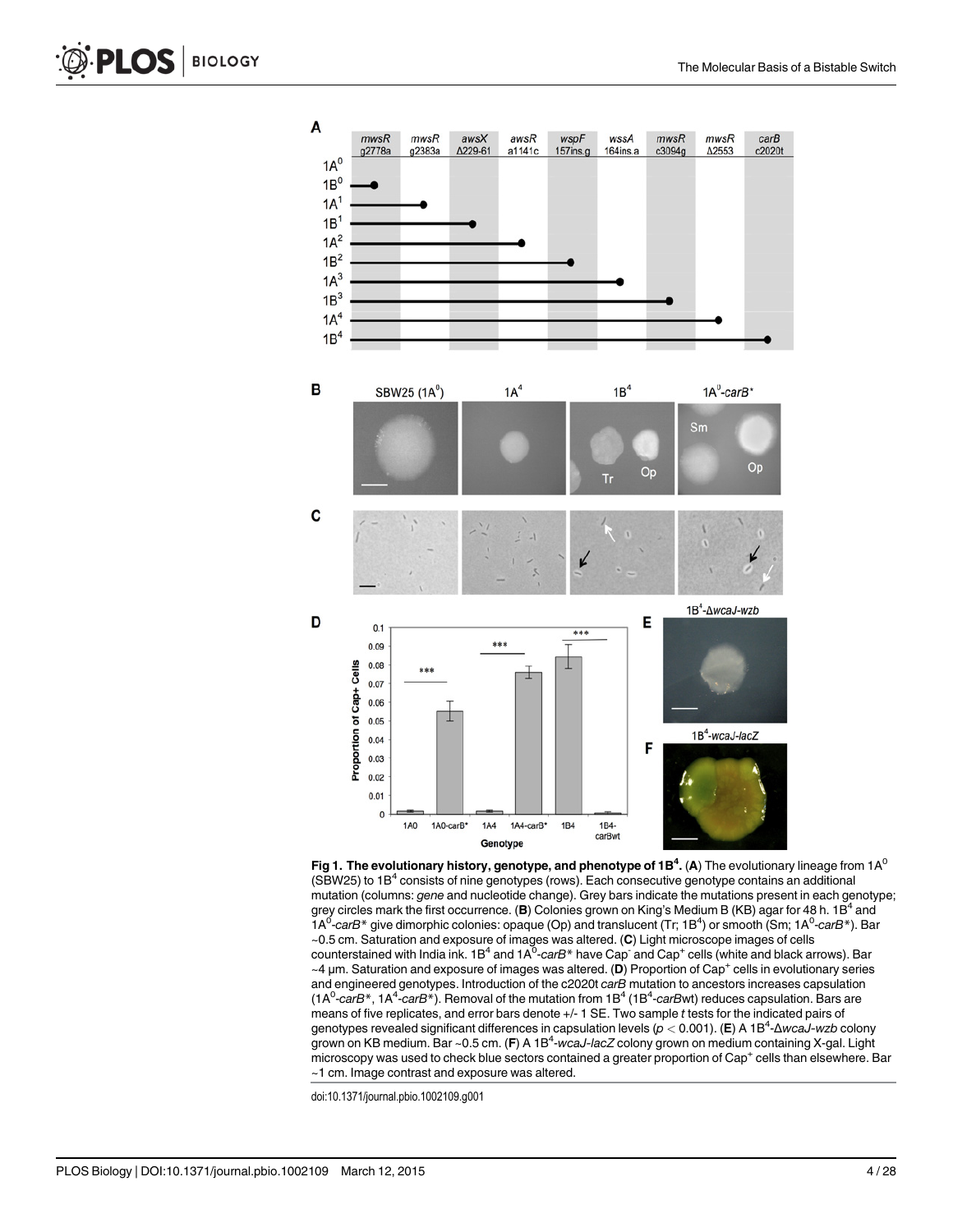**Fig 1. The evolutionary history, genotype, and phenotype of 1B$^4$.** (**A**) The evolutionary lineage from 1A$^0$ (SBW25) to 1B$^4$ consists of nine genotypes (rows). Each consecutive genotype contains an additional mutation (columns: *gene* and nucleotide change). Grey bars indicate the mutations present in each genotype; grey circles mark the first occurrence. (**B**) Colonies grown on King's Medium B (KB) agar for 48 h. 1B$^4$ and 1A$^0$-*carB*\* give dimorphic colonies: opaque (Op) and translucent (Tr; 1B$^4$) or smooth (Sm; 1A$^0$-*carB*\*). Bar ~0.5 cm. Saturation and exposure of images was altered. (**C**) Light microscope images of cells counterstained with India ink. 1B$^4$ and 1A$^0$-*carB*\* have Cap$^-$ and Cap$^+$ cells (white and black arrows). Bar ~4 μm. Saturation and exposure of images was altered. (**D**) Proportion of Cap$^+$ cells in evolutionary series and engineered genotypes. Introduction of the c2020t *carB* mutation to ancestors increases capsulation (1A$^0$-*carB*\*, 1A$^4$-*carB*\*). Removal of the mutation from 1B$^4$ (1B$^4$-*carB*wt) reduces capsulation. Bars are means of five replicates, and error bars denote +/- 1 SE. Two sample *t* tests for the indicated pairs of genotypes revealed significant differences in capsulation levels ($p < 0.001$). (**E**) A 1B$^4$-Δ*wcaJ-wzb* colony grown on KB medium. Bar ~0.5 cm. (**F**) A 1B$^4$-*wcaJ-lacZ* colony grown on medium containing X-gal. Light microscopy was used to check blue sectors contained a greater proportion of Cap$^+$ cells than elsewhere. Bar ~1 cm. Image contrast and exposure was altered.

doi:10.1371/journal.pbio.1002109.g001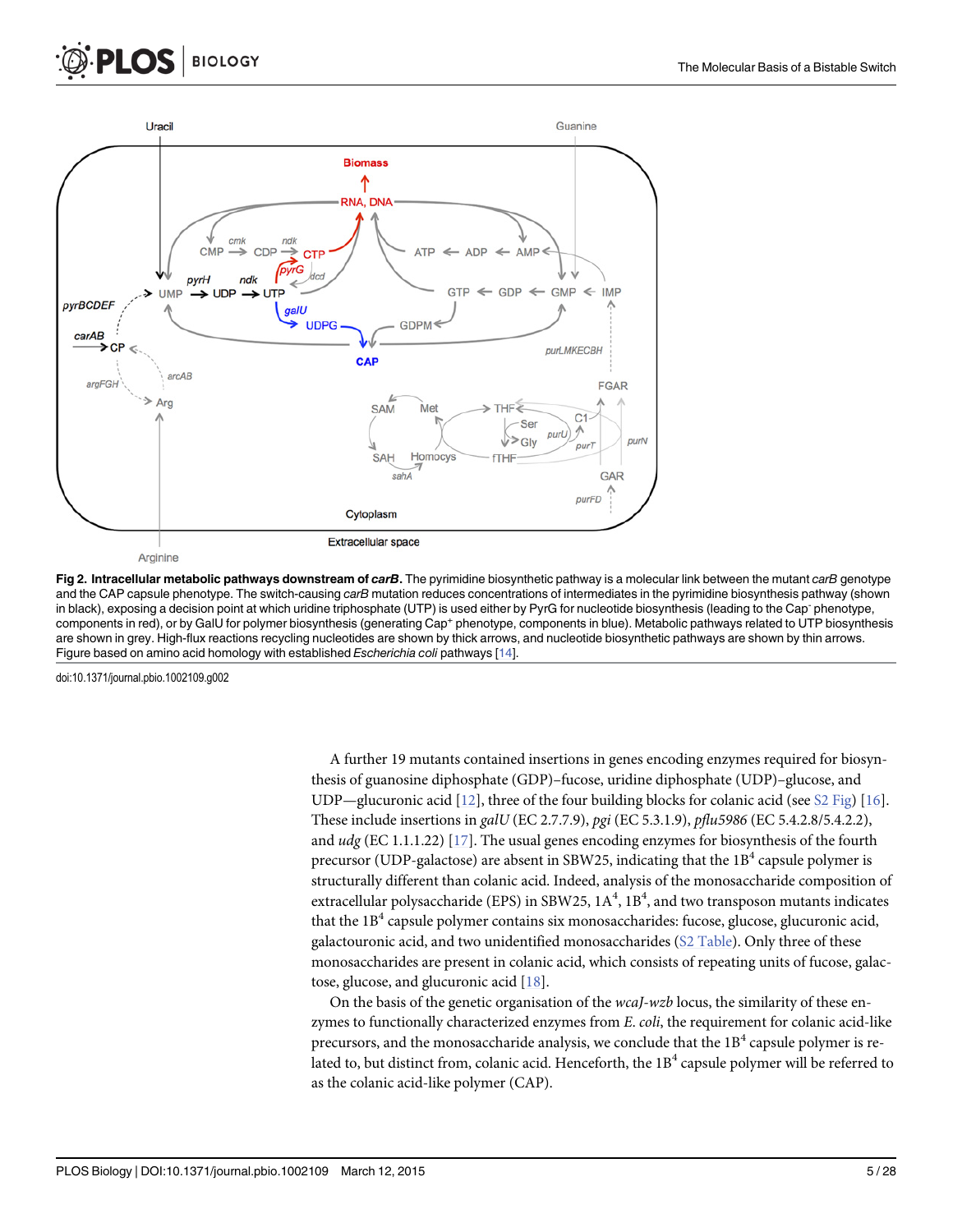**Fig 2. Intracellular metabolic pathways downstream of *carB*.** The pyrimidine biosynthetic pathway is a molecular link between the mutant *carB* genotype and the CAP capsule phenotype. The switch-causing *carB* mutation reduces concentrations of intermediates in the pyrimidine biosynthesis pathway (shown in black), exposing a decision point at which uridine triphosphate (UTP) is used either by PyrG for nucleotide biosynthesis (leading to the Cap⁻ phenotype, components in red), or by GalU for polymer biosynthesis (generating Cap⁺ phenotype, components in blue). Metabolic pathways related to UTP biosynthesis are shown in grey. High-flux reactions recycling nucleotides are shown by thick arrows, and nucleotide biosynthetic pathways are shown by thin arrows. Figure based on amino acid homology with established *Escherichia coli* pathways [14].

doi:10.1371/journal.pbio.1002109.g002

A further 19 mutants contained insertions in genes encoding enzymes required for biosynthesis of guanosine diphosphate (GDP)–fucose, uridine diphosphate (UDP)–glucose, and UDP—glucuronic acid [12], three of the four building blocks for colanic acid (see S2 Fig) [16]. These include insertions in *galU* (EC 2.7.7.9), *pgi* (EC 5.3.1.9), *pflu5986* (EC 5.4.2.8/5.4.2.2), and *udg* (EC 1.1.1.22) [17]. The usual genes encoding enzymes for biosynthesis of the fourth precursor (UDP-galactose) are absent in SBW25, indicating that the $1B^4$ capsule polymer is structurally different than colanic acid. Indeed, analysis of the monosaccharide composition of extracellular polysaccharide (EPS) in SBW25, $1A^4$, $1B^4$, and two transposon mutants indicates that the $1B^4$ capsule polymer contains six monosaccharides: fucose, glucose, glucuronic acid, galactouronic acid, and two unidentified monosaccharides (S2 Table). Only three of these monosaccharides are present in colanic acid, which consists of repeating units of fucose, galactose, glucose, and glucuronic acid [18].

On the basis of the genetic organisation of the *wcaJ-wzb* locus, the similarity of these enzymes to functionally characterized enzymes from *E. coli*, the requirement for colanic acid-like precursors, and the monosaccharide analysis, we conclude that the $1B^4$ capsule polymer is related to, but distinct from, colanic acid. Henceforth, the $1B^4$ capsule polymer will be referred to as the colanic acid-like polymer (CAP).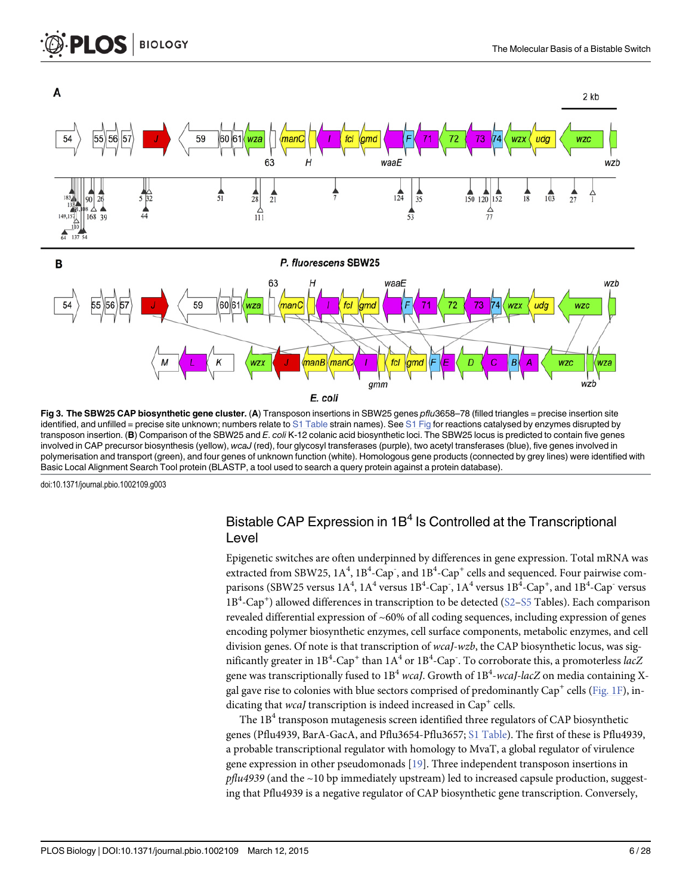**Fig 3. The SBW25 CAP biosynthetic gene cluster.** (**A**) Transposon insertions in SBW25 genes *pflu*3658–78 (filled triangles = precise insertion site identified, and unfilled = precise site unknown; numbers relate to S1 Table strain names). See S1 Fig for reactions catalysed by enzymes disrupted by transposon insertion. (**B**) Comparison of the SBW25 and *E. coli* K-12 colanic acid biosynthetic loci. The SBW25 locus is predicted to contain five genes involved in CAP precursor biosynthesis (yellow), *wcaJ* (red), four glycosyl transferases (purple), two acetyl transferases (blue), five genes involved in polymerisation and transport (green), and four genes of unknown function (white). Homologous gene products (connected by grey lines) were identified with Basic Local Alignment Search Tool protein (BLASTP, a tool used to search a query protein against a protein database).

doi:10.1371/journal.pbio.1002109.g003

## Bistable CAP Expression in $1B^4$ Is Controlled at the Transcriptional Level

Epigenetic switches are often underpinned by differences in gene expression. Total mRNA was extracted from SBW25, $1A^4$, $1B^4$-Cap$^-$, and $1B^4$-Cap$^+$ cells and sequenced. Four pairwise comparisons (SBW25 versus $1A^4$, $1A^4$ versus $1B^4$-Cap$^-$, $1A^4$ versus $1B^4$-Cap$^+$, and $1B^4$-Cap$^-$ versus $1B^4$-Cap$^+$) allowed differences in transcription to be detected (S2–S5 Tables). Each comparison revealed differential expression of ~60% of all coding sequences, including expression of genes encoding polymer biosynthetic enzymes, cell surface components, metabolic enzymes, and cell division genes. Of note is that transcription of *wcaJ-wzb*, the CAP biosynthetic locus, was significantly greater in $1B^4$-Cap$^+$ than $1A^4$ or $1B^4$-Cap$^-$. To corroborate this, a promoterless *lacZ* gene was transcriptionally fused to $1B^4$ *wcaJ*. Growth of $1B^4$-*wcaJ-lacZ* on media containing X-gal gave rise to colonies with blue sectors comprised of predominantly Cap$^+$ cells (Fig. 1F), indicating that *wcaJ* transcription is indeed increased in Cap$^+$ cells.

The $1B^4$ transposon mutagenesis screen identified three regulators of CAP biosynthetic genes (Pflu4939, BarA-GacA, and Pflu3654-Pflu3657; S1 Table). The first of these is Pflu4939, a probable transcriptional regulator with homology to MvaT, a global regulator of virulence gene expression in other pseudomonads [19]. Three independent transposon insertions in *pflu4939* (and the ~10 bp immediately upstream) led to increased capsule production, suggesting that Pflu4939 is a negative regulator of CAP biosynthetic gene transcription. Conversely,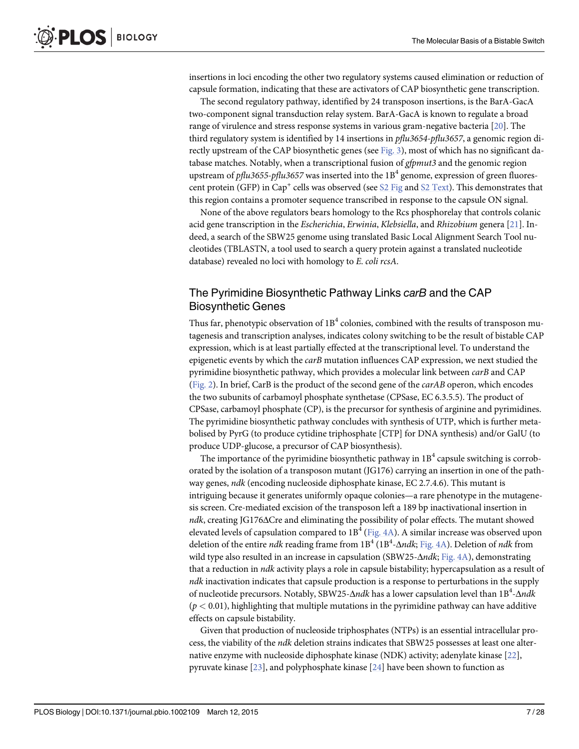insertions in loci encoding the other two regulatory systems caused elimination or reduction of capsule formation, indicating that these are activators of CAP biosynthetic gene transcription.

The second regulatory pathway, identified by 24 transposon insertions, is the BarA-GacA two-component signal transduction relay system. BarA-GacA is known to regulate a broad range of virulence and stress response systems in various gram-negative bacteria [20]. The third regulatory system is identified by 14 insertions in *pflu3654-pflu3657*, a genomic region directly upstream of the CAP biosynthetic genes (see Fig. 3), most of which has no significant database matches. Notably, when a transcriptional fusion of *gfpmut3* and the genomic region upstream of *pflu3655-pflu3657* was inserted into the $1B^4$ genome, expression of green fluorescent protein (GFP) in $Cap^+$ cells was observed (see S2 Fig and S2 Text). This demonstrates that this region contains a promoter sequence transcribed in response to the capsule ON signal.

None of the above regulators bears homology to the Rcs phosphorelay that controls colanic acid gene transcription in the *Escherichia*, *Erwinia*, *Klebsiella*, and *Rhizobium* genera [21]. Indeed, a search of the SBW25 genome using translated Basic Local Alignment Search Tool nucleotides (TBLASTN, a tool used to search a query protein against a translated nucleotide database) revealed no loci with homology to *E. coli rcsA*.

## The Pyrimidine Biosynthetic Pathway Links *carB* and the CAP Biosynthetic Genes

Thus far, phenotypic observation of $1B^4$ colonies, combined with the results of transposon mutagenesis and transcription analyses, indicates colony switching to be the result of bistable CAP expression, which is at least partially effected at the transcriptional level. To understand the epigenetic events by which the *carB* mutation influences CAP expression, we next studied the pyrimidine biosynthetic pathway, which provides a molecular link between *carB* and CAP (Fig. 2). In brief, CarB is the product of the second gene of the *carAB* operon, which encodes the two subunits of carbamoyl phosphate synthetase (CPSase, EC 6.3.5.5). The product of CPSase, carbamoyl phosphate (CP), is the precursor for synthesis of arginine and pyrimidines. The pyrimidine biosynthetic pathway concludes with synthesis of UTP, which is further metabolised by PyrG (to produce cytidine triphosphate [CTP] for DNA synthesis) and/or GalU (to produce UDP-glucose, a precursor of CAP biosynthesis).

The importance of the pyrimidine biosynthetic pathway in $1B^4$ capsule switching is corroborated by the isolation of a transposon mutant (JG176) carrying an insertion in one of the pathway genes, *ndk* (encoding nucleoside diphosphate kinase, EC 2.7.4.6). This mutant is intriguing because it generates uniformly opaque colonies—a rare phenotype in the mutagenesis screen. Cre-mediated excision of the transposon left a 189 bp inactivational insertion in *ndk*, creating JG176ΔCre and eliminating the possibility of polar effects. The mutant showed elevated levels of capsulation compared to $1B^4$ (Fig. 4A). A similar increase was observed upon deletion of the entire *ndk* reading frame from $1B^4$ ($1B^4$-Δ*ndk*; Fig. 4A). Deletion of *ndk* from wild type also resulted in an increase in capsulation (SBW25-Δ*ndk*; Fig. 4A), demonstrating that a reduction in *ndk* activity plays a role in capsule bistability; hypercapsulation as a result of *ndk* inactivation indicates that capsule production is a response to perturbations in the supply of nucleotide precursors. Notably, SBW25-Δ*ndk* has a lower capsulation level than $1B^4$-Δ*ndk* ($p < 0.01$), highlighting that multiple mutations in the pyrimidine pathway can have additive effects on capsule bistability.

Given that production of nucleoside triphosphates (NTPs) is an essential intracellular process, the viability of the *ndk* deletion strains indicates that SBW25 possesses at least one alternative enzyme with nucleoside diphosphate kinase (NDK) activity; adenylate kinase [22], pyruvate kinase [23], and polyphosphate kinase [24] have been shown to function as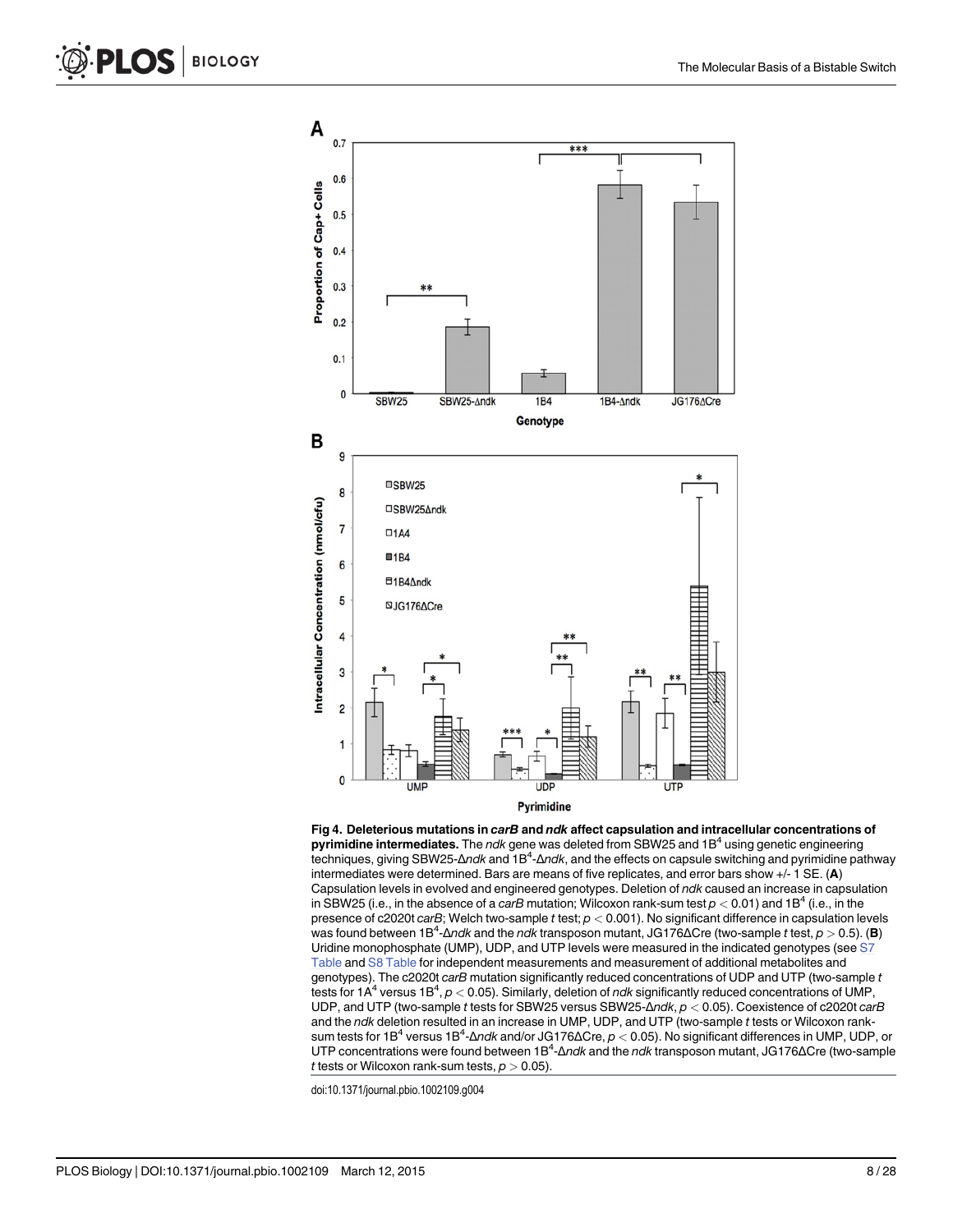**Fig 4. Deleterious mutations in *carB* and *ndk* affect capsulation and intracellular concentrations of pyrimidine intermediates.** The *ndk* gene was deleted from SBW25 and 1B[4] using genetic engineering techniques, giving SBW25-Δ*ndk* and 1B[4]-Δ*ndk*, and the effects on capsule switching and pyrimidine pathway intermediates were determined. Bars are means of five replicates, and error bars show +/- 1 SE. (**A**) Capsulation levels in evolved and engineered genotypes. Deletion of *ndk* caused an increase in capsulation in SBW25 (i.e., in the absence of a *carB* mutation; Wilcoxon rank-sum test $p < 0.01$) and 1B[4] (i.e., in the presence of c2020t *carB*; Welch two-sample *t* test; $p < 0.001$). No significant difference in capsulation levels was found between 1B[4]-Δ*ndk* and the *ndk* transposon mutant, JG176ΔCre (two-sample *t* test, $p > 0.5$). (**B**) Uridine monophosphate (UMP), UDP, and UTP levels were measured in the indicated genotypes (see S7 Table and S8 Table for independent measurements and measurement of additional metabolites and genotypes). The c2020t *carB* mutation significantly reduced concentrations of UDP and UTP (two-sample *t* tests for 1A[4] versus 1B[4], $p < 0.05$). Similarly, deletion of *ndk* significantly reduced concentrations of UMP, UDP, and UTP (two-sample *t* tests for SBW25 versus SBW25-Δ*ndk*, $p < 0.05$). Coexistence of c2020t *carB* and the *ndk* deletion resulted in an increase in UMP, UDP, and UTP (two-sample *t* tests or Wilcoxon rank-sum tests for 1B[4] versus 1B[4]-Δ*ndk* and/or JG176ΔCre, $p < 0.05$). No significant differences in UMP, UDP, or UTP concentrations were found between 1B[4]-Δ*ndk* and the *ndk* transposon mutant, JG176ΔCre (two-sample *t* tests or Wilcoxon rank-sum tests, $p > 0.05$).

doi:10.1371/journal.pbio.1002109.g004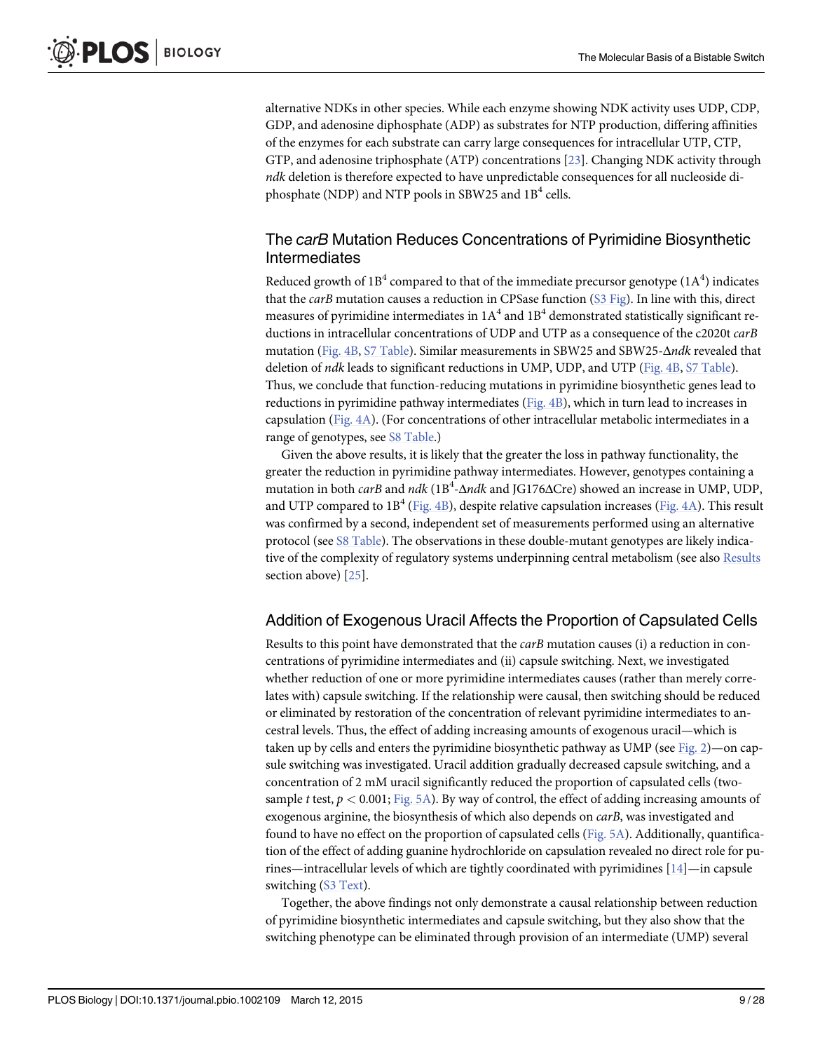alternative NDKs in other species. While each enzyme showing NDK activity uses UDP, CDP, GDP, and adenosine diphosphate (ADP) as substrates for NTP production, differing affinities of the enzymes for each substrate can carry large consequences for intracellular UTP, CTP, GTP, and adenosine triphosphate (ATP) concentrations [23]. Changing NDK activity through *ndk* deletion is therefore expected to have unpredictable consequences for all nucleoside diphosphate (NDP) and NTP pools in SBW25 and $1B^4$ cells.

## The *carB* Mutation Reduces Concentrations of Pyrimidine Biosynthetic Intermediates

Reduced growth of $1B^4$ compared to that of the immediate precursor genotype ($1A^4$) indicates that the *carB* mutation causes a reduction in CPSase function (S3 Fig). In line with this, direct measures of pyrimidine intermediates in $1A^4$ and $1B^4$ demonstrated statistically significant reductions in intracellular concentrations of UDP and UTP as a consequence of the c2020t *carB* mutation (Fig. 4B, S7 Table). Similar measurements in SBW25 and SBW25-Δ*ndk* revealed that deletion of *ndk* leads to significant reductions in UMP, UDP, and UTP (Fig. 4B, S7 Table). Thus, we conclude that function-reducing mutations in pyrimidine biosynthetic genes lead to reductions in pyrimidine pathway intermediates (Fig. 4B), which in turn lead to increases in capsulation (Fig. 4A). (For concentrations of other intracellular metabolic intermediates in a range of genotypes, see S8 Table.)

Given the above results, it is likely that the greater the loss in pathway functionality, the greater the reduction in pyrimidine pathway intermediates. However, genotypes containing a mutation in both *carB* and *ndk* ($1B^4$-Δ*ndk* and JG176ΔCre) showed an increase in UMP, UDP, and UTP compared to $1B^4$ (Fig. 4B), despite relative capsulation increases (Fig. 4A). This result was confirmed by a second, independent set of measurements performed using an alternative protocol (see S8 Table). The observations in these double-mutant genotypes are likely indicative of the complexity of regulatory systems underpinning central metabolism (see also Results section above) [25].

## Addition of Exogenous Uracil Affects the Proportion of Capsulated Cells

Results to this point have demonstrated that the *carB* mutation causes (i) a reduction in concentrations of pyrimidine intermediates and (ii) capsule switching. Next, we investigated whether reduction of one or more pyrimidine intermediates causes (rather than merely correlates with) capsule switching. If the relationship were causal, then switching should be reduced or eliminated by restoration of the concentration of relevant pyrimidine intermediates to ancestral levels. Thus, the effect of adding increasing amounts of exogenous uracil—which is taken up by cells and enters the pyrimidine biosynthetic pathway as UMP (see Fig. 2)—on capsule switching was investigated. Uracil addition gradually decreased capsule switching, and a concentration of 2 mM uracil significantly reduced the proportion of capsulated cells (two-sample *t* test, $p < 0.001$; Fig. 5A). By way of control, the effect of adding increasing amounts of exogenous arginine, the biosynthesis of which also depends on *carB*, was investigated and found to have no effect on the proportion of capsulated cells (Fig. 5A). Additionally, quantification of the effect of adding guanine hydrochloride on capsulation revealed no direct role for purines—intracellular levels of which are tightly coordinated with pyrimidines [14]—in capsule switching (S3 Text).

Together, the above findings not only demonstrate a causal relationship between reduction of pyrimidine biosynthetic intermediates and capsule switching, but they also show that the switching phenotype can be eliminated through provision of an intermediate (UMP) several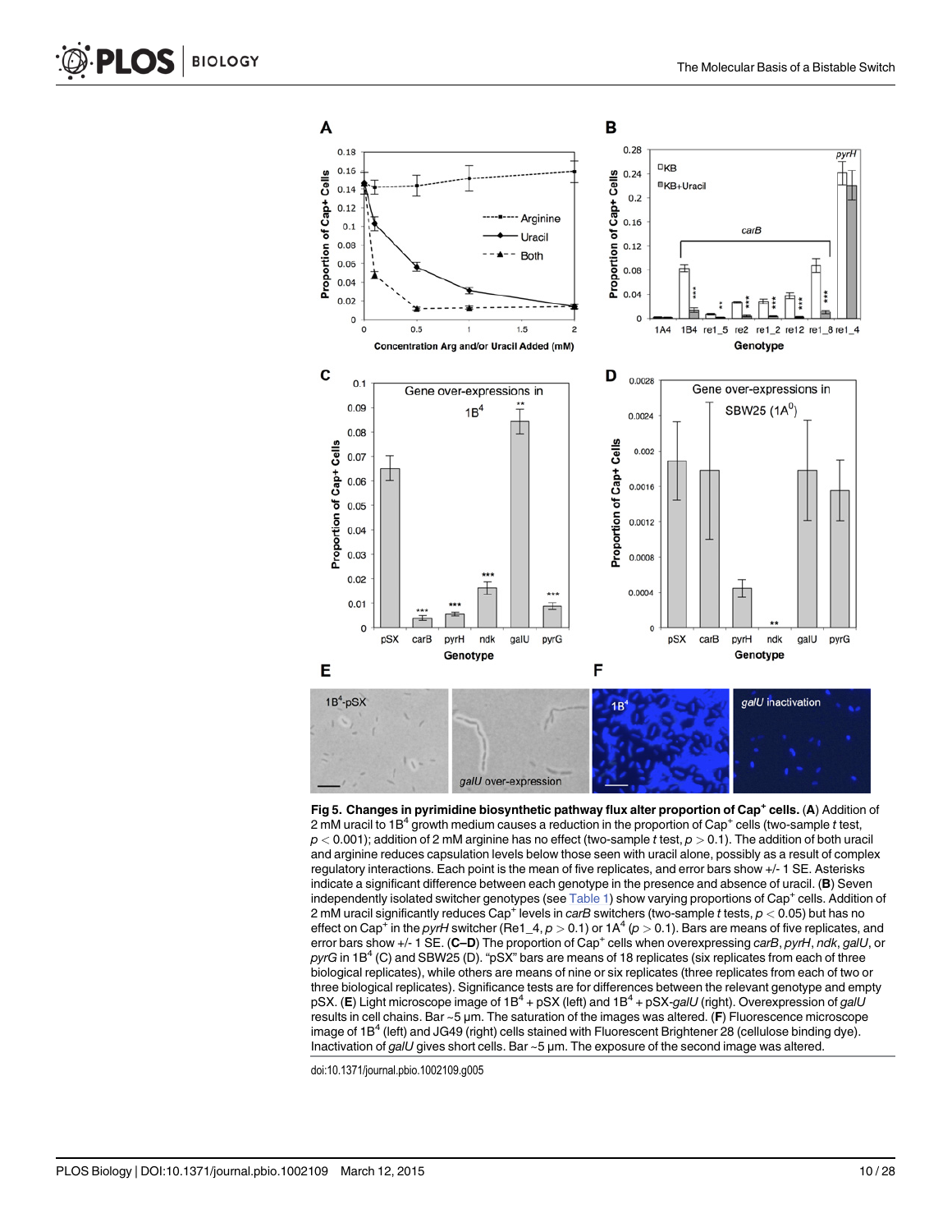**Fig 5. Changes in pyrimidine biosynthetic pathway flux alter proportion of Cap+ cells.** (**A**) Addition of 2 mM uracil to 1B$^4$ growth medium causes a reduction in the proportion of Cap+ cells (two-sample *t* test, $p < 0.001$); addition of 2 mM arginine has no effect (two-sample *t* test, $p > 0.1$). The addition of both uracil and arginine reduces capsulation levels below those seen with uracil alone, possibly as a result of complex regulatory interactions. Each point is the mean of five replicates, and error bars show +/- 1 SE. Asterisks indicate a significant difference between each genotype in the presence and absence of uracil. (**B**) Seven independently isolated switcher genotypes (see Table 1) show varying proportions of Cap+ cells. Addition of 2 mM uracil significantly reduces Cap+ levels in *carB* switchers (two-sample *t* tests, $p < 0.05$) but has no effect on Cap+ in the *pyrH* switcher (Re1_4, $p > 0.1$) or 1A$^4$ ($p > 0.1$). Bars are means of five replicates, and error bars show +/- 1 SE. (**C–D**) The proportion of Cap+ cells when overexpressing *carB*, *pyrH*, *ndk*, *galU*, or *pyrG* in 1B$^4$ (C) and SBW25 (D). "pSX" bars are means of 18 replicates (six replicates from each of three biological replicates), while others are means of nine or six replicates (three replicates from each of two or three biological replicates). Significance tests are for differences between the relevant genotype and empty pSX. (**E**) Light microscope image of 1B$^4$ + pSX (left) and 1B$^4$ + pSX-*galU* (right). Overexpression of *galU* results in cell chains. Bar ~5 μm. The saturation of the images was altered. (**F**) Fluorescence microscope image of 1B$^4$ (left) and JG49 (right) cells stained with Fluorescent Brightener 28 (cellulose binding dye). Inactivation of *galU* gives short cells. Bar ~5 μm. The exposure of the second image was altered.

doi:10.1371/journal.pbio.1002109.g005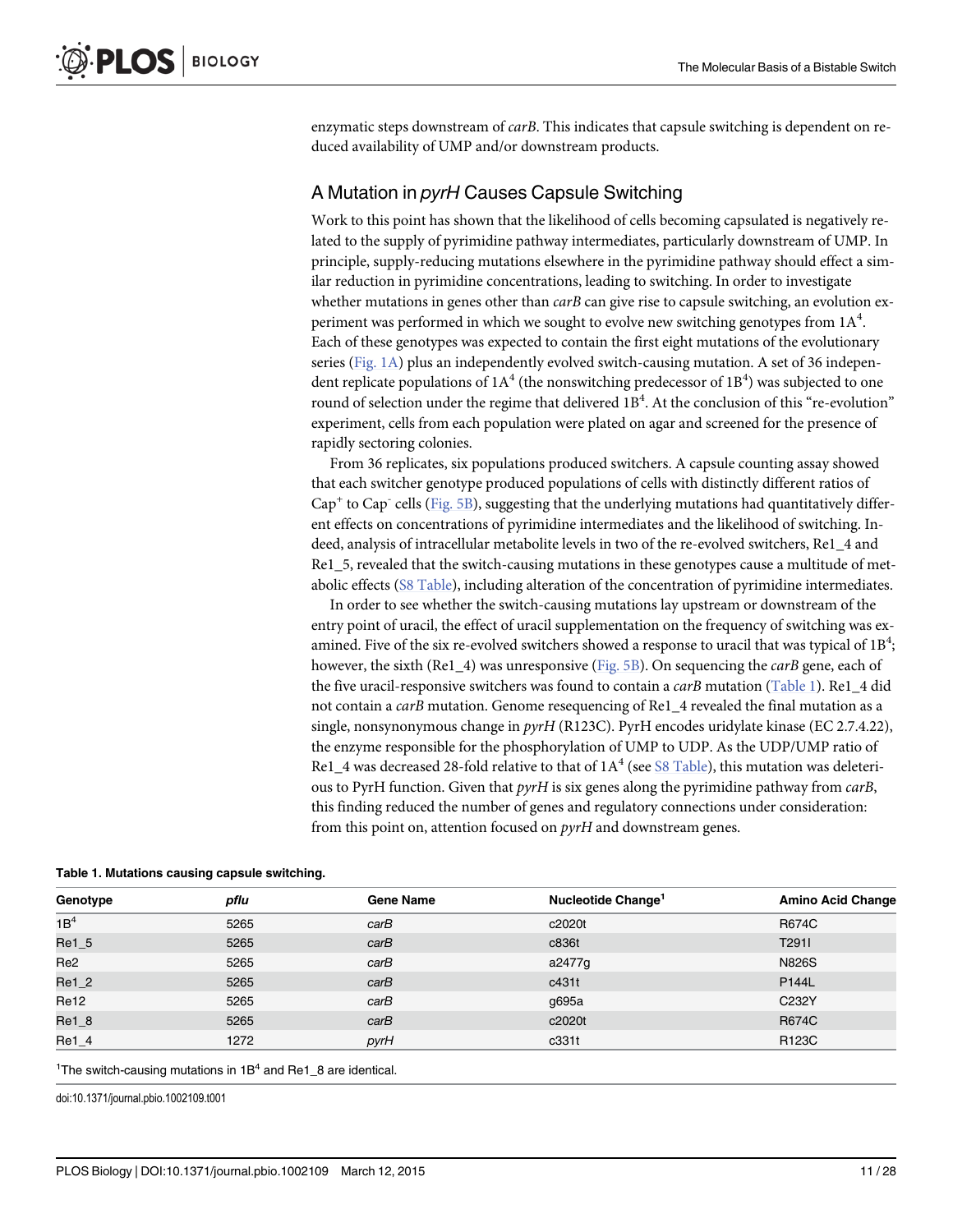enzymatic steps downstream of *carB*. This indicates that capsule switching is dependent on reduced availability of UMP and/or downstream products.

## A Mutation in *pyrH* Causes Capsule Switching

Work to this point has shown that the likelihood of cells becoming capsulated is negatively related to the supply of pyrimidine pathway intermediates, particularly downstream of UMP. In principle, supply-reducing mutations elsewhere in the pyrimidine pathway should effect a similar reduction in pyrimidine concentrations, leading to switching. In order to investigate whether mutations in genes other than *carB* can give rise to capsule switching, an evolution experiment was performed in which we sought to evolve new switching genotypes from $1A^4$. Each of these genotypes was expected to contain the first eight mutations of the evolutionary series (Fig. 1A) plus an independently evolved switch-causing mutation. A set of 36 independent replicate populations of $1A^4$ (the nonswitching predecessor of $1B^4$) was subjected to one round of selection under the regime that delivered $1B^4$. At the conclusion of this "re-evolution" experiment, cells from each population were plated on agar and screened for the presence of rapidly sectoring colonies.

From 36 replicates, six populations produced switchers. A capsule counting assay showed that each switcher genotype produced populations of cells with distinctly different ratios of $Cap^+$ to $Cap^-$ cells (Fig. 5B), suggesting that the underlying mutations had quantitatively different effects on concentrations of pyrimidine intermediates and the likelihood of switching. Indeed, analysis of intracellular metabolite levels in two of the re-evolved switchers, Re1_4 and Re1_5, revealed that the switch-causing mutations in these genotypes cause a multitude of metabolic effects (S8 Table), including alteration of the concentration of pyrimidine intermediates.

In order to see whether the switch-causing mutations lay upstream or downstream of the entry point of uracil, the effect of uracil supplementation on the frequency of switching was examined. Five of the six re-evolved switchers showed a response to uracil that was typical of $1B^4$; however, the sixth (Re1_4) was unresponsive (Fig. 5B). On sequencing the *carB* gene, each of the five uracil-responsive switchers was found to contain a *carB* mutation (Table 1). Re1_4 did not contain a *carB* mutation. Genome resequencing of Re1_4 revealed the final mutation as a single, nonsynonymous change in *pyrH* (R123C). PyrH encodes uridylate kinase (EC 2.7.4.22), the enzyme responsible for the phosphorylation of UMP to UDP. As the UDP/UMP ratio of Re1_4 was decreased 28-fold relative to that of $1A^4$ (see S8 Table), this mutation was deleterious to PyrH function. Given that *pyrH* is six genes along the pyrimidine pathway from *carB*, this finding reduced the number of genes and regulatory connections under consideration: from this point on, attention focused on *pyrH* and downstream genes.

**Table 1. Mutations causing capsule switching.**

| Genotype | *pflu* | Gene Name | Nucleotide Change[1] | Amino Acid Change |
|---|---|---|---|---|
| $1B^4$ | 5265 | *carB* | c2020t | R674C |
| Re1_5 | 5265 | *carB* | c836t | T291I |
| Re2 | 5265 | *carB* | a2477g | N826S |
| Re1_2 | 5265 | *carB* | c431t | P144L |
| Re12 | 5265 | *carB* | g695a | C232Y |
| Re1_8 | 5265 | *carB* | c2020t | R674C |
| Re1_4 | 1272 | *pyrH* | c331t | R123C |

[1]The switch-causing mutations in $1B^4$ and Re1_8 are identical.

doi:10.1371/journal.pbio.1002109.t001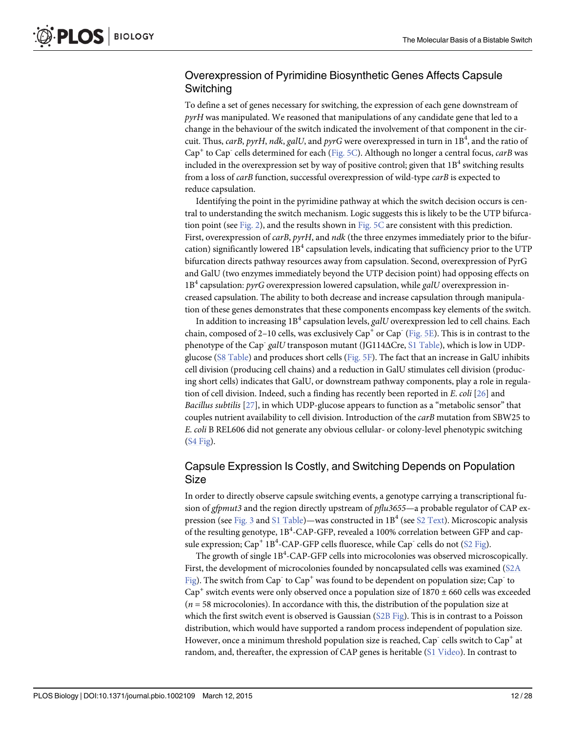## Overexpression of Pyrimidine Biosynthetic Genes Affects Capsule Switching

To define a set of genes necessary for switching, the expression of each gene downstream of *pyrH* was manipulated. We reasoned that manipulations of any candidate gene that led to a change in the behaviour of the switch indicated the involvement of that component in the circuit. Thus, *carB*, *pyrH*, *ndk*, *galU*, and *pyrG* were overexpressed in turn in $1B^4$, and the ratio of $Cap^+$ to $Cap^-$ cells determined for each (Fig. 5C). Although no longer a central focus, *carB* was included in the overexpression set by way of positive control; given that $1B^4$ switching results from a loss of *carB* function, successful overexpression of wild-type *carB* is expected to reduce capsulation.

Identifying the point in the pyrimidine pathway at which the switch decision occurs is central to understanding the switch mechanism. Logic suggests this is likely to be the UTP bifurcation point (see Fig. 2), and the results shown in Fig. 5C are consistent with this prediction. First, overexpression of *carB*, *pyrH*, and *ndk* (the three enzymes immediately prior to the bifurcation) significantly lowered $1B^4$ capsulation levels, indicating that sufficiency prior to the UTP bifurcation directs pathway resources away from capsulation. Second, overexpression of PyrG and GalU (two enzymes immediately beyond the UTP decision point) had opposing effects on $1B^4$ capsulation: *pyrG* overexpression lowered capsulation, while *galU* overexpression increased capsulation. The ability to both decrease and increase capsulation through manipulation of these genes demonstrates that these components encompass key elements of the switch.

In addition to increasing $1B^4$ capsulation levels, *galU* overexpression led to cell chains. Each chain, composed of 2–10 cells, was exclusively $Cap^+$ or $Cap^-$ (Fig. 5E). This is in contrast to the phenotype of the $Cap^-$ *galU* transposon mutant (JG114ΔCre, S1 Table), which is low in UDP-glucose (S8 Table) and produces short cells (Fig. 5F). The fact that an increase in GalU inhibits cell division (producing cell chains) and a reduction in GalU stimulates cell division (producing short cells) indicates that GalU, or downstream pathway components, play a role in regulation of cell division. Indeed, such a finding has recently been reported in *E*. *coli* [26] and *Bacillus subtilis* [27], in which UDP-glucose appears to function as a "metabolic sensor" that couples nutrient availability to cell division. Introduction of the *carB* mutation from SBW25 to *E*. *coli* B REL606 did not generate any obvious cellular- or colony-level phenotypic switching (S4 Fig).

## Capsule Expression Is Costly, and Switching Depends on Population Size

In order to directly observe capsule switching events, a genotype carrying a transcriptional fusion of *gfpmut3* and the region directly upstream of *pflu3655*—a probable regulator of CAP expression (see Fig. 3 and S1 Table)—was constructed in $1B^4$ (see S2 Text). Microscopic analysis of the resulting genotype, $1B^4$-CAP-GFP, revealed a 100% correlation between GFP and capsule expression; $Cap^+$ $1B^4$-CAP-GFP cells fluoresce, while $Cap^-$ cells do not (S2 Fig).

The growth of single $1B^4$-CAP-GFP cells into microcolonies was observed microscopically. First, the development of microcolonies founded by noncapsulated cells was examined (S2A Fig). The switch from $Cap^-$ to $Cap^+$ was found to be dependent on population size; $Cap^-$ to $Cap^+$ switch events were only observed once a population size of $1870 \pm 660$ cells was exceeded ($n = 58$ microcolonies). In accordance with this, the distribution of the population size at which the first switch event is observed is Gaussian (S2B Fig). This is in contrast to a Poisson distribution, which would have supported a random process independent of population size. However, once a minimum threshold population size is reached, $Cap^-$ cells switch to $Cap^+$ at random, and, thereafter, the expression of CAP genes is heritable (S1 Video). In contrast to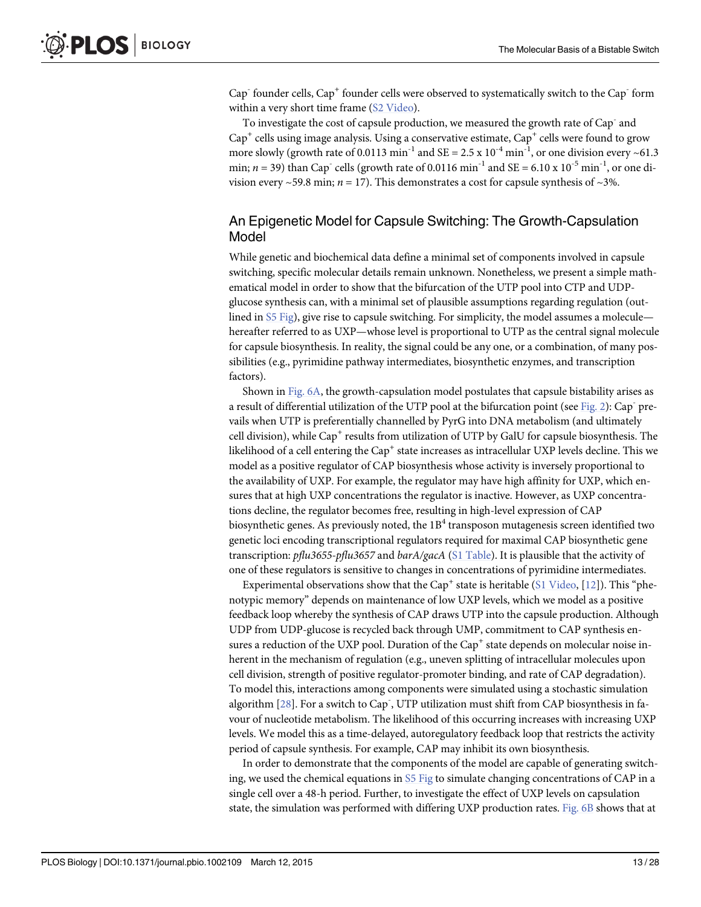$Cap^-$ founder cells, $Cap^+$ founder cells were observed to systematically switch to the $Cap^-$ form within a very short time frame (S2 Video).

To investigate the cost of capsule production, we measured the growth rate of $Cap^-$ and $Cap^+$ cells using image analysis. Using a conservative estimate, $Cap^+$ cells were found to grow more slowly (growth rate of 0.0113 $min^{-1}$ and SE = $2.5 \times 10^{-4}$ $min^{-1}$, or one division every ~61.3 min; $n = 39$) than $Cap^-$ cells (growth rate of 0.0116 $min^{-1}$ and SE = $6.10 \times 10^{-5}$ $min^{-1}$, or one division every ~59.8 min; $n = 17$). This demonstrates a cost for capsule synthesis of ~3%.

## An Epigenetic Model for Capsule Switching: The Growth-Capsulation Model

While genetic and biochemical data define a minimal set of components involved in capsule switching, specific molecular details remain unknown. Nonetheless, we present a simple mathematical model in order to show that the bifurcation of the UTP pool into CTP and UDP-glucose synthesis can, with a minimal set of plausible assumptions regarding regulation (outlined in S5 Fig), give rise to capsule switching. For simplicity, the model assumes a molecule—hereafter referred to as UXP—whose level is proportional to UTP as the central signal molecule for capsule biosynthesis. In reality, the signal could be any one, or a combination, of many possibilities (e.g., pyrimidine pathway intermediates, biosynthetic enzymes, and transcription factors).

Shown in Fig. 6A, the growth-capsulation model postulates that capsule bistability arises as a result of differential utilization of the UTP pool at the bifurcation point (see Fig. 2): $Cap^-$ prevails when UTP is preferentially channelled by PyrG into DNA metabolism (and ultimately cell division), while $Cap^+$ results from utilization of UTP by GalU for capsule biosynthesis. The likelihood of a cell entering the $Cap^+$ state increases as intracellular UXP levels decline. This we model as a positive regulator of CAP biosynthesis whose activity is inversely proportional to the availability of UXP. For example, the regulator may have high affinity for UXP, which ensures that at high UXP concentrations the regulator is inactive. However, as UXP concentrations decline, the regulator becomes free, resulting in high-level expression of CAP biosynthetic genes. As previously noted, the $1B^4$ transposon mutagenesis screen identified two genetic loci encoding transcriptional regulators required for maximal CAP biosynthetic gene transcription: *pflu3655*-*pflu3657* and *barA*/*gacA* (S1 Table). It is plausible that the activity of one of these regulators is sensitive to changes in concentrations of pyrimidine intermediates.

Experimental observations show that the $Cap^+$ state is heritable (S1 Video, [12]). This "phenotypic memory" depends on maintenance of low UXP levels, which we model as a positive feedback loop whereby the synthesis of CAP draws UTP into the capsule production. Although UDP from UDP-glucose is recycled back through UMP, commitment to CAP synthesis ensures a reduction of the UXP pool. Duration of the $Cap^+$ state depends on molecular noise inherent in the mechanism of regulation (e.g., uneven splitting of intracellular molecules upon cell division, strength of positive regulator-promoter binding, and rate of CAP degradation). To model this, interactions among components were simulated using a stochastic simulation algorithm [28]. For a switch to $Cap^-$, UTP utilization must shift from CAP biosynthesis in favour of nucleotide metabolism. The likelihood of this occurring increases with increasing UXP levels. We model this as a time-delayed, autoregulatory feedback loop that restricts the activity period of capsule synthesis. For example, CAP may inhibit its own biosynthesis.

In order to demonstrate that the components of the model are capable of generating switching, we used the chemical equations in S5 Fig to simulate changing concentrations of CAP in a single cell over a 48-h period. Further, to investigate the effect of UXP levels on capsulation state, the simulation was performed with differing UXP production rates. Fig. 6B shows that at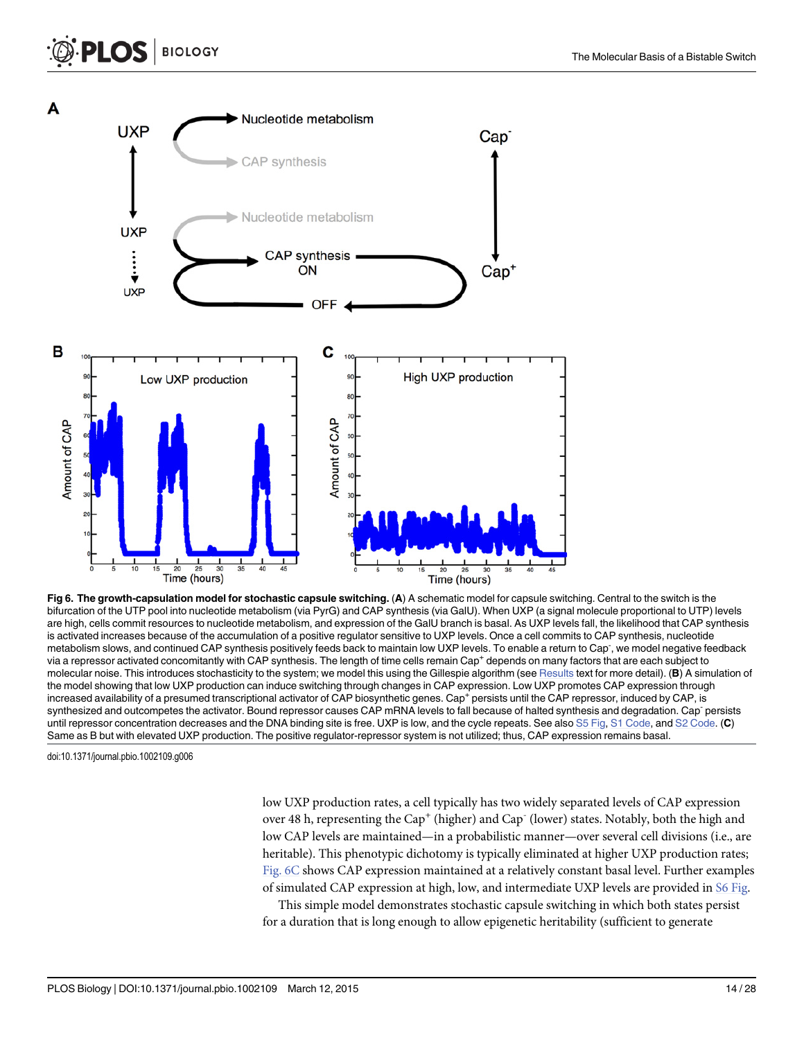A

UXP

Nucleotide metabolism

CAP synthesis

Cap⁻

UXP

Nucleotide metabolism

CAP synthesis ON

Cap⁺

UXP

OFF

B

Low UXP production

Amount of CAP

Time (hours)

0 5 10 15 20 25 30 35 40 45

0 10 20 30 40 50 60 70 80 90 100

C

High UXP production

Amount of CAP

Time (hours)

0 5 10 15 20 25 30 35 40 45

0 10 20 30 40 50 60 70 80 90 100

**Fig 6. The growth-capsulation model for stochastic capsule switching.** (**A**) A schematic model for capsule switching. Central to the switch is the bifurcation of the UTP pool into nucleotide metabolism (via PyrG) and CAP synthesis (via GalU). When UXP (a signal molecule proportional to UTP) levels are high, cells commit resources to nucleotide metabolism, and expression of the GalU branch is basal. As UXP levels fall, the likelihood that CAP synthesis is activated increases because of the accumulation of a positive regulator sensitive to UXP levels. Once a cell commits to CAP synthesis, nucleotide metabolism slows, and continued CAP synthesis positively feeds back to maintain low UXP levels. To enable a return to Cap⁻, we model negative feedback via a repressor activated concomitantly with CAP synthesis. The length of time cells remain Cap⁺ depends on many factors that are each subject to molecular noise. This introduces stochasticity to the system; we model this using the Gillespie algorithm (see Results text for more detail). (**B**) A simulation of the model showing that low UXP production can induce switching through changes in CAP expression. Low UXP promotes CAP expression through increased availability of a presumed transcriptional activator of CAP biosynthetic genes. Cap⁺ persists until the CAP repressor, induced by CAP, is synthesized and outcompetes the activator. Bound repressor causes CAP mRNA levels to fall because of halted synthesis and degradation. Cap⁻ persists until repressor concentration decreases and the DNA binding site is free. UXP is low, and the cycle repeats. See also S5 Fig, S1 Code, and S2 Code. (**C**) Same as B but with elevated UXP production. The positive regulator-repressor system is not utilized; thus, CAP expression remains basal.

doi:10.1371/journal.pbio.1002109.g006

low UXP production rates, a cell typically has two widely separated levels of CAP expression over 48 h, representing the Cap⁺ (higher) and Cap⁻ (lower) states. Notably, both the high and low CAP levels are maintained—in a probabilistic manner—over several cell divisions (i.e., are heritable). This phenotypic dichotomy is typically eliminated at higher UXP production rates; Fig. 6C shows CAP expression maintained at a relatively constant basal level. Further examples of simulated CAP expression at high, low, and intermediate UXP levels are provided in S6 Fig.

This simple model demonstrates stochastic capsule switching in which both states persist for a duration that is long enough to allow epigenetic heritability (sufficient to generate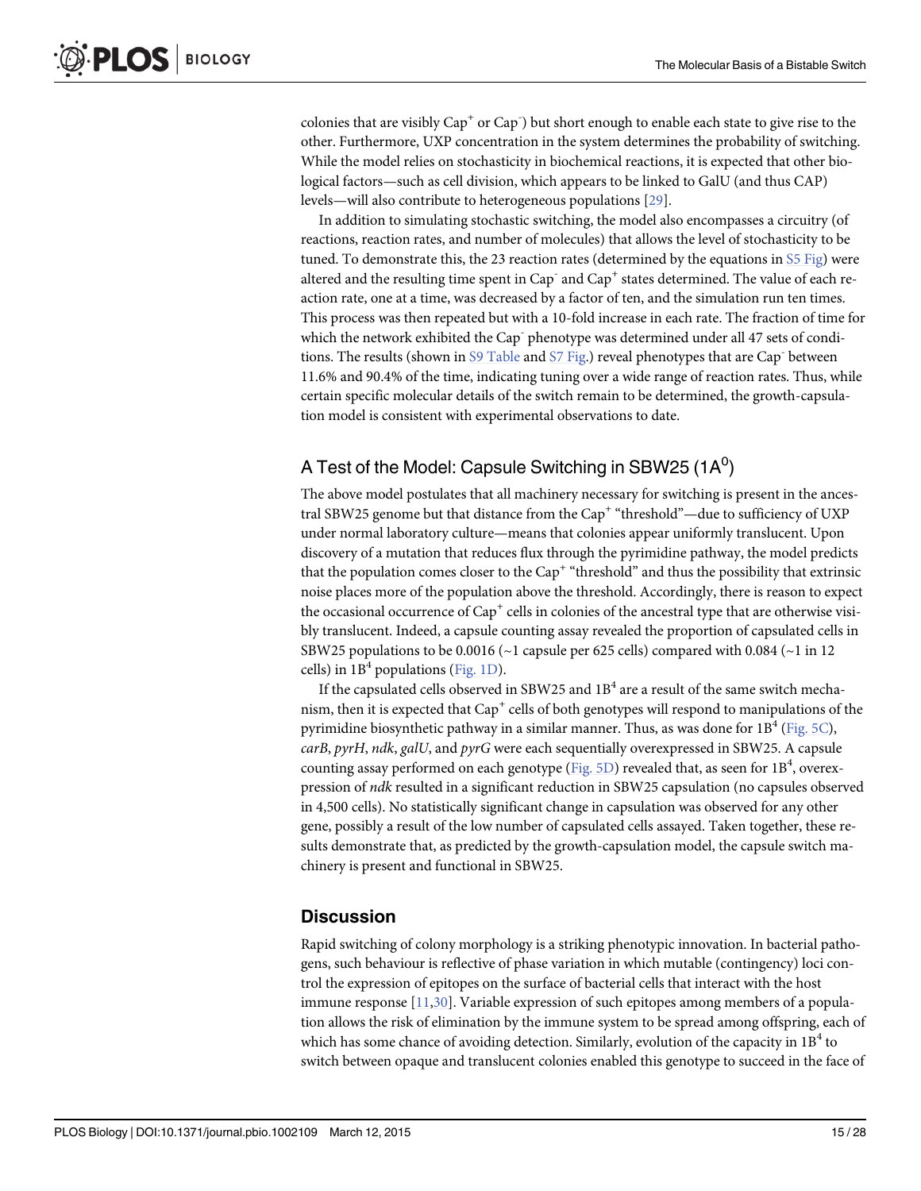colonies that are visibly $Cap^+$ or $Cap^-$) but short enough to enable each state to give rise to the other. Furthermore, UXP concentration in the system determines the probability of switching. While the model relies on stochasticity in biochemical reactions, it is expected that other biological factors—such as cell division, which appears to be linked to GalU (and thus CAP) levels—will also contribute to heterogeneous populations [29].

In addition to simulating stochastic switching, the model also encompasses a circuitry (of reactions, reaction rates, and number of molecules) that allows the level of stochasticity to be tuned. To demonstrate this, the 23 reaction rates (determined by the equations in S5 Fig) were altered and the resulting time spent in $Cap^-$ and $Cap^+$ states determined. The value of each reaction rate, one at a time, was decreased by a factor of ten, and the simulation run ten times. This process was then repeated but with a 10-fold increase in each rate. The fraction of time for which the network exhibited the $Cap^-$ phenotype was determined under all 47 sets of conditions. The results (shown in S9 Table and S7 Fig.) reveal phenotypes that are $Cap^-$ between 11.6% and 90.4% of the time, indicating tuning over a wide range of reaction rates. Thus, while certain specific molecular details of the switch remain to be determined, the growth-capsulation model is consistent with experimental observations to date.

## A Test of the Model: Capsule Switching in SBW25 ($1A^0$)

The above model postulates that all machinery necessary for switching is present in the ancestral SBW25 genome but that distance from the $Cap^+$ "threshold"—due to sufficiency of UXP under normal laboratory culture—means that colonies appear uniformly translucent. Upon discovery of a mutation that reduces flux through the pyrimidine pathway, the model predicts that the population comes closer to the $Cap^+$ "threshold" and thus the possibility that extrinsic noise places more of the population above the threshold. Accordingly, there is reason to expect the occasional occurrence of $Cap^+$ cells in colonies of the ancestral type that are otherwise visibly translucent. Indeed, a capsule counting assay revealed the proportion of capsulated cells in SBW25 populations to be 0.0016 (~1 capsule per 625 cells) compared with 0.084 (~1 in 12 cells) in $1B^4$ populations (Fig. 1D).

If the capsulated cells observed in SBW25 and $1B^4$ are a result of the same switch mechanism, then it is expected that $Cap^+$ cells of both genotypes will respond to manipulations of the pyrimidine biosynthetic pathway in a similar manner. Thus, as was done for $1B^4$ (Fig. 5C), *carB*, *pyrH*, *ndk*, *galU*, and *pyrG* were each sequentially overexpressed in SBW25. A capsule counting assay performed on each genotype (Fig. 5D) revealed that, as seen for $1B^4$, overexpression of *ndk* resulted in a significant reduction in SBW25 capsulation (no capsules observed in 4,500 cells). No statistically significant change in capsulation was observed for any other gene, possibly a result of the low number of capsulated cells assayed. Taken together, these results demonstrate that, as predicted by the growth-capsulation model, the capsule switch machinery is present and functional in SBW25.

## Discussion

Rapid switching of colony morphology is a striking phenotypic innovation. In bacterial pathogens, such behaviour is reflective of phase variation in which mutable (contingency) loci control the expression of epitopes on the surface of bacterial cells that interact with the host immune response [11,30]. Variable expression of such epitopes among members of a population allows the risk of elimination by the immune system to be spread among offspring, each of which has some chance of avoiding detection. Similarly, evolution of the capacity in $1B^4$ to switch between opaque and translucent colonies enabled this genotype to succeed in the face of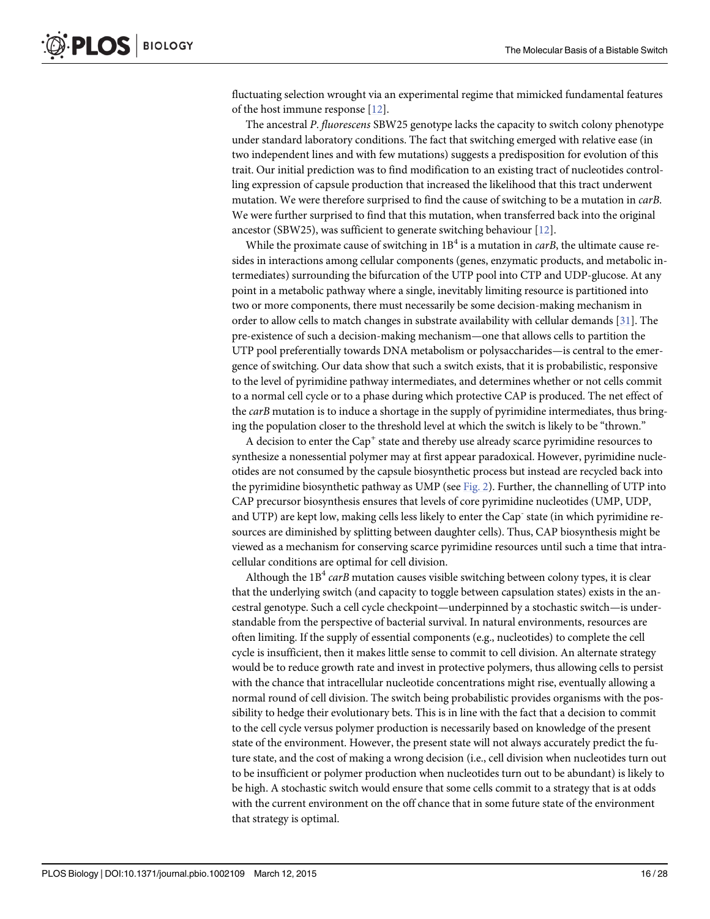fluctuating selection wrought via an experimental regime that mimicked fundamental features of the host immune response [12].

The ancestral *P. fluorescens* SBW25 genotype lacks the capacity to switch colony phenotype under standard laboratory conditions. The fact that switching emerged with relative ease (in two independent lines and with few mutations) suggests a predisposition for evolution of this trait. Our initial prediction was to find modification to an existing tract of nucleotides controlling expression of capsule production that increased the likelihood that this tract underwent mutation. We were therefore surprised to find the cause of switching to be a mutation in *carB*. We were further surprised to find that this mutation, when transferred back into the original ancestor (SBW25), was sufficient to generate switching behaviour [12].

While the proximate cause of switching in $1B^4$ is a mutation in *carB*, the ultimate cause resides in interactions among cellular components (genes, enzymatic products, and metabolic intermediates) surrounding the bifurcation of the UTP pool into CTP and UDP-glucose. At any point in a metabolic pathway where a single, inevitably limiting resource is partitioned into two or more components, there must necessarily be some decision-making mechanism in order to allow cells to match changes in substrate availability with cellular demands [31]. The pre-existence of such a decision-making mechanism—one that allows cells to partition the UTP pool preferentially towards DNA metabolism or polysaccharides—is central to the emergence of switching. Our data show that such a switch exists, that it is probabilistic, responsive to the level of pyrimidine pathway intermediates, and determines whether or not cells commit to a normal cell cycle or to a phase during which protective CAP is produced. The net effect of the *carB* mutation is to induce a shortage in the supply of pyrimidine intermediates, thus bringing the population closer to the threshold level at which the switch is likely to be "thrown."

A decision to enter the $Cap^+$ state and thereby use already scarce pyrimidine resources to synthesize a nonessential polymer may at first appear paradoxical. However, pyrimidine nucleotides are not consumed by the capsule biosynthetic process but instead are recycled back into the pyrimidine biosynthetic pathway as UMP (see Fig. 2). Further, the channelling of UTP into CAP precursor biosynthesis ensures that levels of core pyrimidine nucleotides (UMP, UDP, and UTP) are kept low, making cells less likely to enter the $Cap^-$ state (in which pyrimidine resources are diminished by splitting between daughter cells). Thus, CAP biosynthesis might be viewed as a mechanism for conserving scarce pyrimidine resources until such a time that intracellular conditions are optimal for cell division.

Although the $1B^4$ *carB* mutation causes visible switching between colony types, it is clear that the underlying switch (and capacity to toggle between capsulation states) exists in the ancestral genotype. Such a cell cycle checkpoint—underpinned by a stochastic switch—is understandable from the perspective of bacterial survival. In natural environments, resources are often limiting. If the supply of essential components (e.g., nucleotides) to complete the cell cycle is insufficient, then it makes little sense to commit to cell division. An alternate strategy would be to reduce growth rate and invest in protective polymers, thus allowing cells to persist with the chance that intracellular nucleotide concentrations might rise, eventually allowing a normal round of cell division. The switch being probabilistic provides organisms with the possibility to hedge their evolutionary bets. This is in line with the fact that a decision to commit to the cell cycle versus polymer production is necessarily based on knowledge of the present state of the environment. However, the present state will not always accurately predict the future state, and the cost of making a wrong decision (i.e., cell division when nucleotides turn out to be insufficient or polymer production when nucleotides turn out to be abundant) is likely to be high. A stochastic switch would ensure that some cells commit to a strategy that is at odds with the current environment on the off chance that in some future state of the environment that strategy is optimal.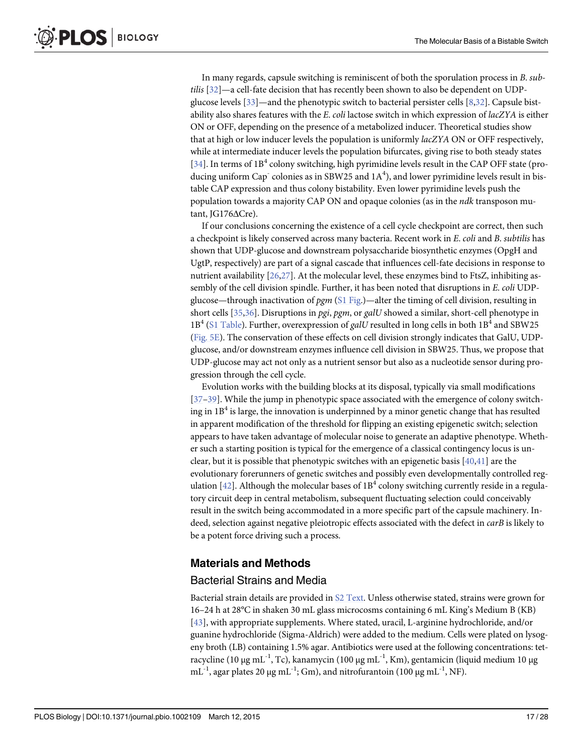In many regards, capsule switching is reminiscent of both the sporulation process in *B. subtilis* [32]—a cell-fate decision that has recently been shown to also be dependent on UDP-glucose levels [33]—and the phenotypic switch to bacterial persister cells [8,32]. Capsule bistability also shares features with the *E. coli* lactose switch in which expression of *lacZYA* is either ON or OFF, depending on the presence of a metabolized inducer. Theoretical studies show that at high or low inducer levels the population is uniformly *lacZYA* ON or OFF respectively, while at intermediate inducer levels the population bifurcates, giving rise to both steady states [34]. In terms of $1B^4$ colony switching, high pyrimidine levels result in the CAP OFF state (producing uniform $Cap^-$ colonies as in SBW25 and $1A^4$), and lower pyrimidine levels result in bistable CAP expression and thus colony bistability. Even lower pyrimidine levels push the population towards a majority CAP ON and opaque colonies (as in the *ndk* transposon mutant, JG176ΔCre).

If our conclusions concerning the existence of a cell cycle checkpoint are correct, then such a checkpoint is likely conserved across many bacteria. Recent work in *E. coli* and *B. subtilis* has shown that UDP-glucose and downstream polysaccharide biosynthetic enzymes (OpgH and UgtP, respectively) are part of a signal cascade that influences cell-fate decisions in response to nutrient availability [26,27]. At the molecular level, these enzymes bind to FtsZ, inhibiting assembly of the cell division spindle. Further, it has been noted that disruptions in *E. coli* UDP-glucose—through inactivation of *pgm* (S1 Fig.)—alter the timing of cell division, resulting in short cells [35,36]. Disruptions in *pgi*, *pgm*, or *galU* showed a similar, short-cell phenotype in $1B^4$ (S1 Table). Further, overexpression of *galU* resulted in long cells in both $1B^4$ and SBW25 (Fig. 5E). The conservation of these effects on cell division strongly indicates that GalU, UDP-glucose, and/or downstream enzymes influence cell division in SBW25. Thus, we propose that UDP-glucose may act not only as a nutrient sensor but also as a nucleotide sensor during progression through the cell cycle.

Evolution works with the building blocks at its disposal, typically via small modifications [37–39]. While the jump in phenotypic space associated with the emergence of colony switching in $1B^4$ is large, the innovation is underpinned by a minor genetic change that has resulted in apparent modification of the threshold for flipping an existing epigenetic switch; selection appears to have taken advantage of molecular noise to generate an adaptive phenotype. Whether such a starting position is typical for the emergence of a classical contingency locus is unclear, but it is possible that phenotypic switches with an epigenetic basis [40,41] are the evolutionary forerunners of genetic switches and possibly even developmentally controlled regulation [42]. Although the molecular bases of $1B^4$ colony switching currently reside in a regulatory circuit deep in central metabolism, subsequent fluctuating selection could conceivably result in the switch being accommodated in a more specific part of the capsule machinery. Indeed, selection against negative pleiotropic effects associated with the defect in *carB* is likely to be a potent force driving such a process.

## Materials and Methods

### Bacterial Strains and Media

Bacterial strain details are provided in S2 Text. Unless otherwise stated, strains were grown for 16–24 h at 28°C in shaken 30 mL glass microcosms containing 6 mL King's Medium B (KB) [43], with appropriate supplements. Where stated, uracil, L-arginine hydrochloride, and/or guanine hydrochloride (Sigma-Aldrich) were added to the medium. Cells were plated on lysogeny broth (LB) containing 1.5% agar. Antibiotics were used at the following concentrations: tetracycline (10 μg $mL^{-1}$, Tc), kanamycin (100 μg $mL^{-1}$, Km), gentamicin (liquid medium 10 μg $mL^{-1}$, agar plates 20 μg $mL^{-1}$; Gm), and nitrofurantoin (100 μg $mL^{-1}$, NF).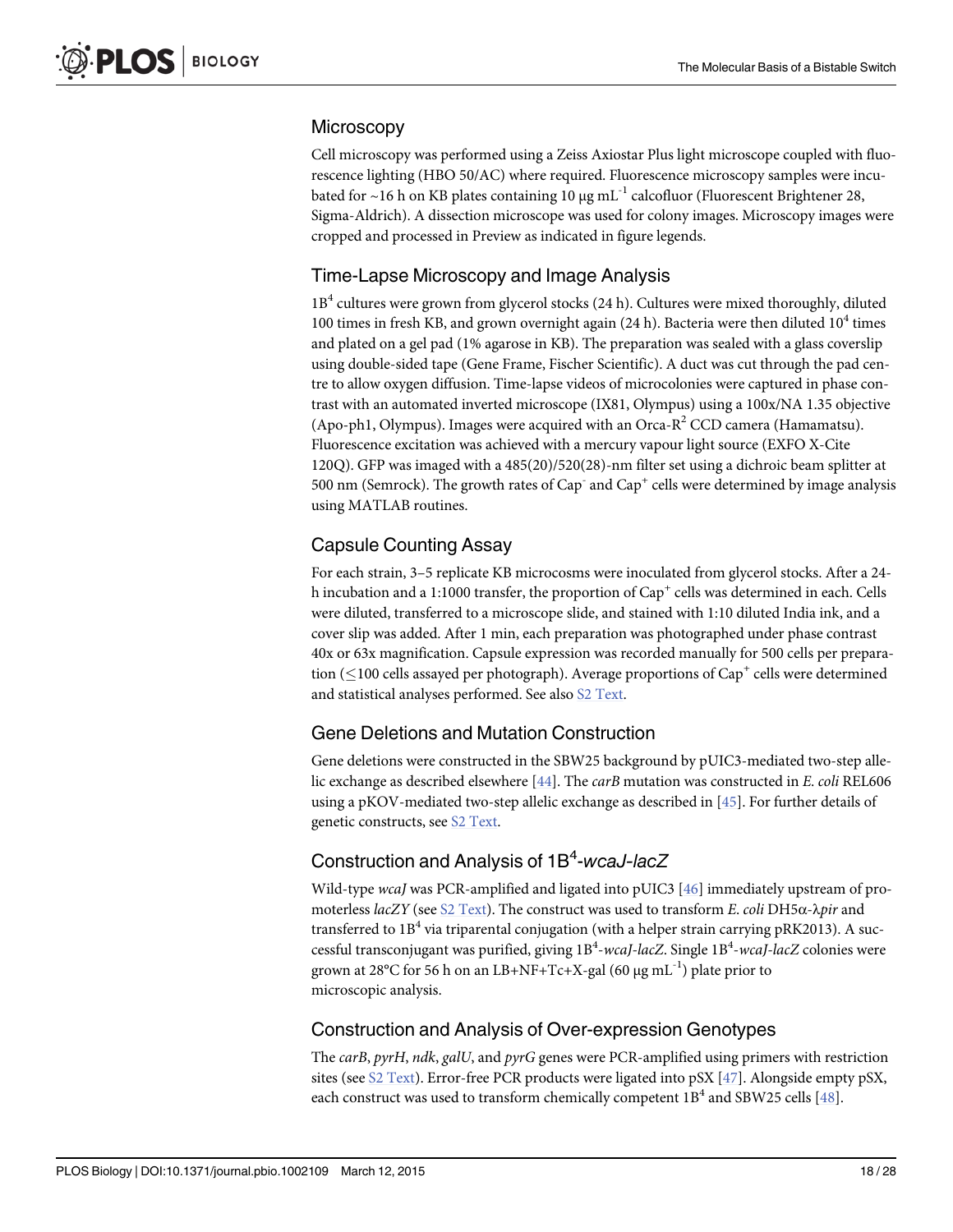## Microscopy

Cell microscopy was performed using a Zeiss Axiostar Plus light microscope coupled with fluorescence lighting (HBO 50/AC) where required. Fluorescence microscopy samples were incubated for ~16 h on KB plates containing 10 μg $mL^{-1}$ calcofluor (Fluorescent Brightener 28, Sigma-Aldrich). A dissection microscope was used for colony images. Microscopy images were cropped and processed in Preview as indicated in figure legends.

## Time-Lapse Microscopy and Image Analysis

$1B^4$ cultures were grown from glycerol stocks (24 h). Cultures were mixed thoroughly, diluted 100 times in fresh KB, and grown overnight again (24 h). Bacteria were then diluted $10^4$ times and plated on a gel pad (1% agarose in KB). The preparation was sealed with a glass coverslip using double-sided tape (Gene Frame, Fischer Scientific). A duct was cut through the pad centre to allow oxygen diffusion. Time-lapse videos of microcolonies were captured in phase contrast with an automated inverted microscope (IX81, Olympus) using a 100x/NA 1.35 objective (Apo-ph1, Olympus). Images were acquired with an Orca-$R^2$ CCD camera (Hamamatsu). Fluorescence excitation was achieved with a mercury vapour light source (EXFO X-Cite 120Q). GFP was imaged with a 485(20)/520(28)-nm filter set using a dichroic beam splitter at 500 nm (Semrock). The growth rates of $Cap^-$ and $Cap^+$ cells were determined by image analysis using MATLAB routines.

## Capsule Counting Assay

For each strain, 3–5 replicate KB microcosms were inoculated from glycerol stocks. After a 24-h incubation and a 1:1000 transfer, the proportion of $Cap^+$ cells was determined in each. Cells were diluted, transferred to a microscope slide, and stained with 1:10 diluted India ink, and a cover slip was added. After 1 min, each preparation was photographed under phase contrast 40x or 63x magnification. Capsule expression was recorded manually for 500 cells per preparation (≤100 cells assayed per photograph). Average proportions of $Cap^+$ cells were determined and statistical analyses performed. See also S2 Text.

## Gene Deletions and Mutation Construction

Gene deletions were constructed in the SBW25 background by pUIC3-mediated two-step allelic exchange as described elsewhere [44]. The *carB* mutation was constructed in *E. coli* REL606 using a pKOV-mediated two-step allelic exchange as described in [45]. For further details of genetic constructs, see S2 Text.

## Construction and Analysis of $1B^4$-*wcaJ-lacZ*

Wild-type *wcaJ* was PCR-amplified and ligated into pUIC3 [46] immediately upstream of promoterless *lacZY* (see S2 Text). The construct was used to transform *E. coli* DH5α-λ*pir* and transferred to $1B^4$ via triparental conjugation (with a helper strain carrying pRK2013). A successful transconjugant was purified, giving $1B^4$-*wcaJ-lacZ*. Single $1B^4$-*wcaJ-lacZ* colonies were grown at 28°C for 56 h on an LB+NF+Tc+X-gal (60 μg $mL^{-1}$) plate prior to microscopic analysis.

## Construction and Analysis of Over-expression Genotypes

The *carB*, *pyrH*, *ndk*, *galU*, and *pyrG* genes were PCR-amplified using primers with restriction sites (see S2 Text). Error-free PCR products were ligated into pSX [47]. Alongside empty pSX, each construct was used to transform chemically competent $1B^4$ and SBW25 cells [48].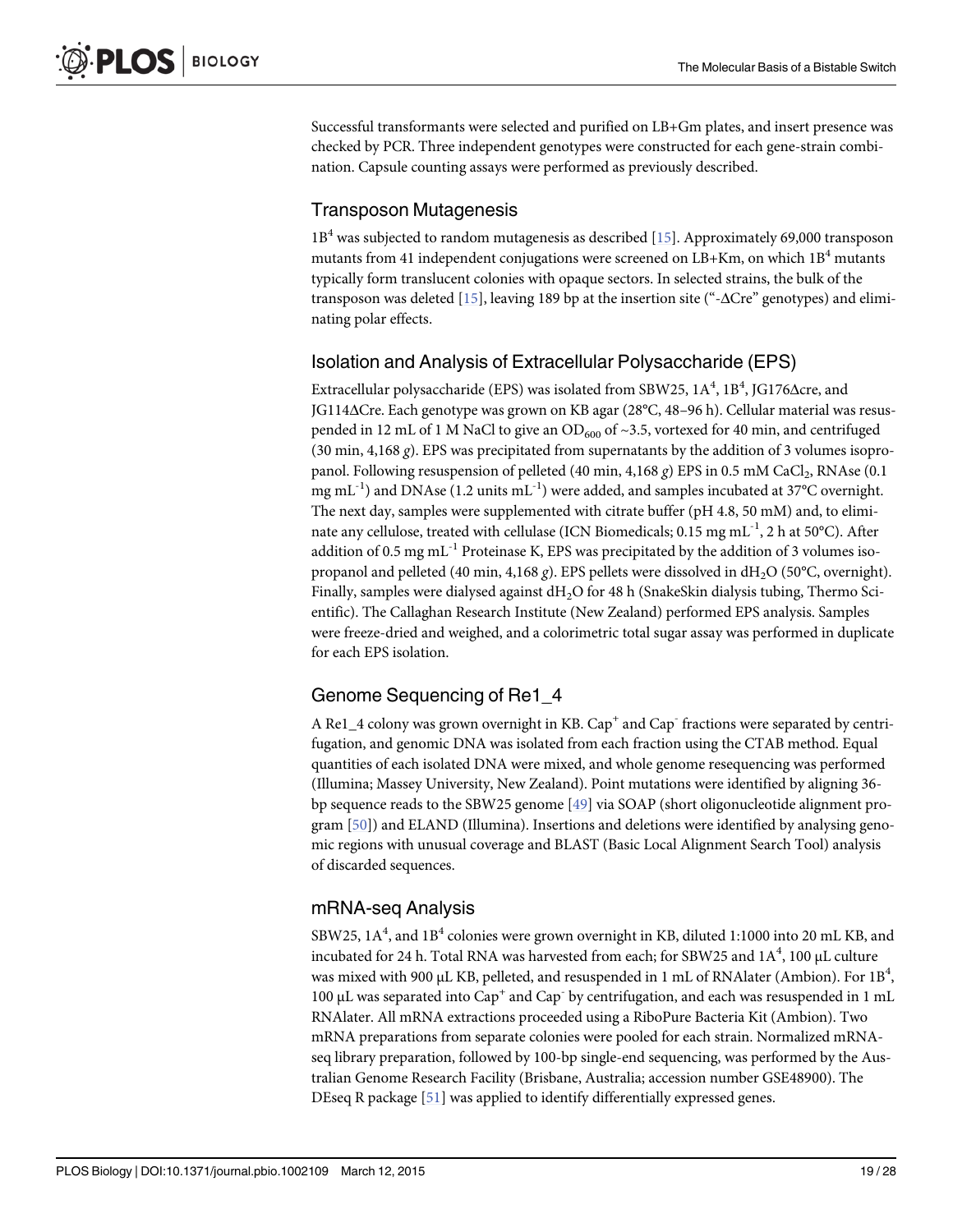Successful transformants were selected and purified on LB+Gm plates, and insert presence was checked by PCR. Three independent genotypes were constructed for each gene-strain combination. Capsule counting assays were performed as previously described.

## Transposon Mutagenesis

$1B^4$ was subjected to random mutagenesis as described [15]. Approximately 69,000 transposon mutants from 41 independent conjugations were screened on LB+Km, on which $1B^4$ mutants typically form translucent colonies with opaque sectors. In selected strains, the bulk of the transposon was deleted [15], leaving 189 bp at the insertion site ("-ΔCre" genotypes) and eliminating polar effects.

## Isolation and Analysis of Extracellular Polysaccharide (EPS)

Extracellular polysaccharide (EPS) was isolated from SBW25, $1A^4$, $1B^4$, JG176Δcre, and JG114ΔCre. Each genotype was grown on KB agar (28°C, 48–96 h). Cellular material was resuspended in 12 mL of 1 M NaCl to give an $OD_{600}$ of ~3.5, vortexed for 40 min, and centrifuged (30 min, 4,168 *g*). EPS was precipitated from supernatants by the addition of 3 volumes isopropanol. Following resuspension of pelleted (40 min, 4,168 *g*) EPS in 0.5 mM $CaCl_2$, RNAse (0.1 mg $mL^{-1}$) and DNAse (1.2 units $mL^{-1}$) were added, and samples incubated at 37°C overnight. The next day, samples were supplemented with citrate buffer (pH 4.8, 50 mM) and, to eliminate any cellulose, treated with cellulase (ICN Biomedicals; 0.15 mg $mL^{-1}$, 2 h at 50°C). After addition of 0.5 mg $mL^{-1}$ Proteinase K, EPS was precipitated by the addition of 3 volumes isopropanol and pelleted (40 min, 4,168 *g*). EPS pellets were dissolved in $dH_2O$ (50°C, overnight). Finally, samples were dialysed against $dH_2O$ for 48 h (SnakeSkin dialysis tubing, Thermo Scientific). The Callaghan Research Institute (New Zealand) performed EPS analysis. Samples were freeze-dried and weighed, and a colorimetric total sugar assay was performed in duplicate for each EPS isolation.

## Genome Sequencing of Re1_4

A Re1_4 colony was grown overnight in KB. $Cap^+$ and $Cap^-$ fractions were separated by centrifugation, and genomic DNA was isolated from each fraction using the CTAB method. Equal quantities of each isolated DNA were mixed, and whole genome resequencing was performed (Illumina; Massey University, New Zealand). Point mutations were identified by aligning 36-bp sequence reads to the SBW25 genome [49] via SOAP (short oligonucleotide alignment program [50]) and ELAND (Illumina). Insertions and deletions were identified by analysing genomic regions with unusual coverage and BLAST (Basic Local Alignment Search Tool) analysis of discarded sequences.

## mRNA-seq Analysis

SBW25, $1A^4$, and $1B^4$ colonies were grown overnight in KB, diluted 1:1000 into 20 mL KB, and incubated for 24 h. Total RNA was harvested from each; for SBW25 and $1A^4$, 100 μL culture was mixed with 900 μL KB, pelleted, and resuspended in 1 mL of RNAlater (Ambion). For $1B^4$, 100 μL was separated into $Cap^+$ and $Cap^-$ by centrifugation, and each was resuspended in 1 mL RNAlater. All mRNA extractions proceeded using a RiboPure Bacteria Kit (Ambion). Two mRNA preparations from separate colonies were pooled for each strain. Normalized mRNA-seq library preparation, followed by 100-bp single-end sequencing, was performed by the Australian Genome Research Facility (Brisbane, Australia; accession number GSE48900). The DEseq R package [51] was applied to identify differentially expressed genes.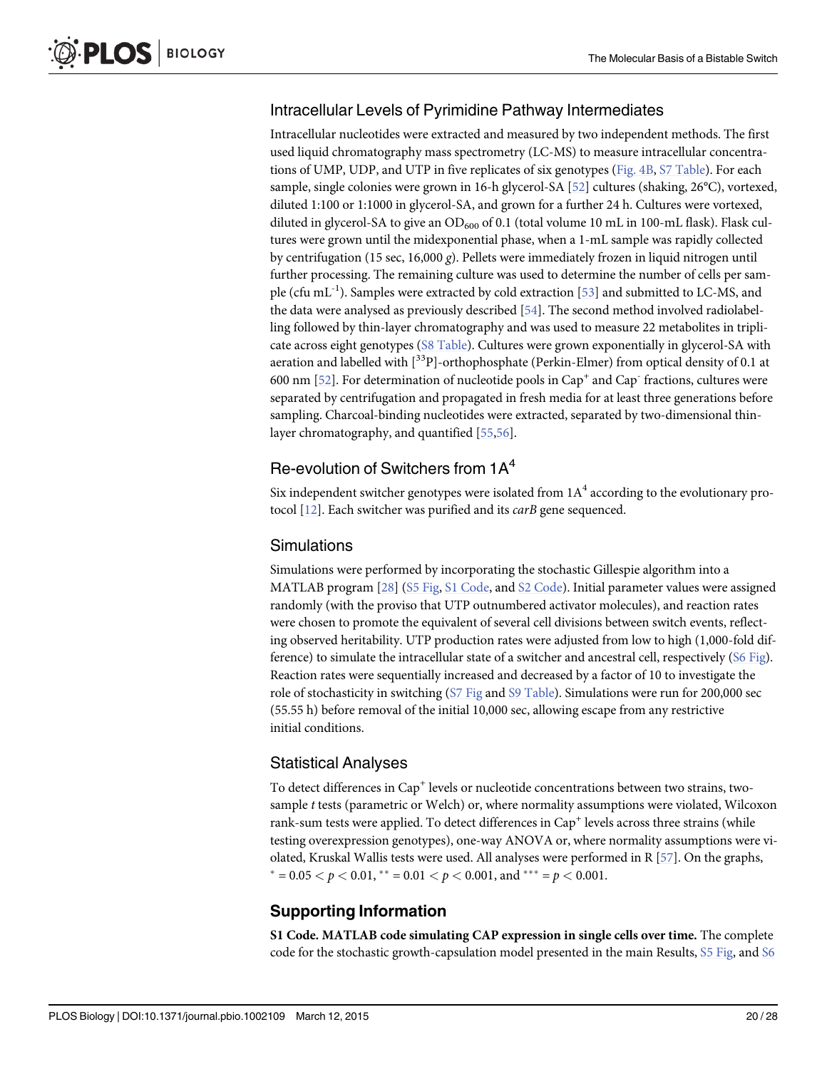## Intracellular Levels of Pyrimidine Pathway Intermediates

Intracellular nucleotides were extracted and measured by two independent methods. The first used liquid chromatography mass spectrometry (LC-MS) to measure intracellular concentrations of UMP, UDP, and UTP in five replicates of six genotypes (Fig. 4B, S7 Table). For each sample, single colonies were grown in 16-h glycerol-SA [52] cultures (shaking, 26°C), vortexed, diluted 1:100 or 1:1000 in glycerol-SA, and grown for a further 24 h. Cultures were vortexed, diluted in glycerol-SA to give an $OD_{600}$ of 0.1 (total volume 10 mL in 100-mL flask). Flask cultures were grown until the midexponential phase, when a 1-mL sample was rapidly collected by centrifugation (15 sec, 16,000 *g*). Pellets were immediately frozen in liquid nitrogen until further processing. The remaining culture was used to determine the number of cells per sample (cfu $mL^{-1}$). Samples were extracted by cold extraction [53] and submitted to LC-MS, and the data were analysed as previously described [54]. The second method involved radiolabelling followed by thin-layer chromatography and was used to measure 22 metabolites in triplicate across eight genotypes (S8 Table). Cultures were grown exponentially in glycerol-SA with aeration and labelled with [$^{33}$P]-orthophosphate (Perkin-Elmer) from optical density of 0.1 at 600 nm [52]. For determination of nucleotide pools in $Cap^+$ and $Cap^-$ fractions, cultures were separated by centrifugation and propagated in fresh media for at least three generations before sampling. Charcoal-binding nucleotides were extracted, separated by two-dimensional thin-layer chromatography, and quantified [55,56].

## Re-evolution of Switchers from $1A^4$

Six independent switcher genotypes were isolated from $1A^4$ according to the evolutionary protocol [12]. Each switcher was purified and its *carB* gene sequenced.

## Simulations

Simulations were performed by incorporating the stochastic Gillespie algorithm into a MATLAB program [28] (S5 Fig, S1 Code, and S2 Code). Initial parameter values were assigned randomly (with the proviso that UTP outnumbered activator molecules), and reaction rates were chosen to promote the equivalent of several cell divisions between switch events, reflecting observed heritability. UTP production rates were adjusted from low to high (1,000-fold difference) to simulate the intracellular state of a switcher and ancestral cell, respectively (S6 Fig). Reaction rates were sequentially increased and decreased by a factor of 10 to investigate the role of stochasticity in switching (S7 Fig and S9 Table). Simulations were run for 200,000 sec (55.55 h) before removal of the initial 10,000 sec, allowing escape from any restrictive initial conditions.

## Statistical Analyses

To detect differences in $Cap^+$ levels or nucleotide concentrations between two strains, two-sample *t* tests (parametric or Welch) or, where normality assumptions were violated, Wilcoxon rank-sum tests were applied. To detect differences in $Cap^+$ levels across three strains (while testing overexpression genotypes), one-way ANOVA or, where normality assumptions were violated, Kruskal Wallis tests were used. All analyses were performed in R [57]. On the graphs, $^{*} = 0.05 < p < 0.01$, $^{**} = 0.01 < p < 0.001$, and $^{***} = p < 0.001$.

## Supporting Information

**S1 Code. MATLAB code simulating CAP expression in single cells over time.** The complete code for the stochastic growth-capsulation model presented in the main Results, S5 Fig, and S6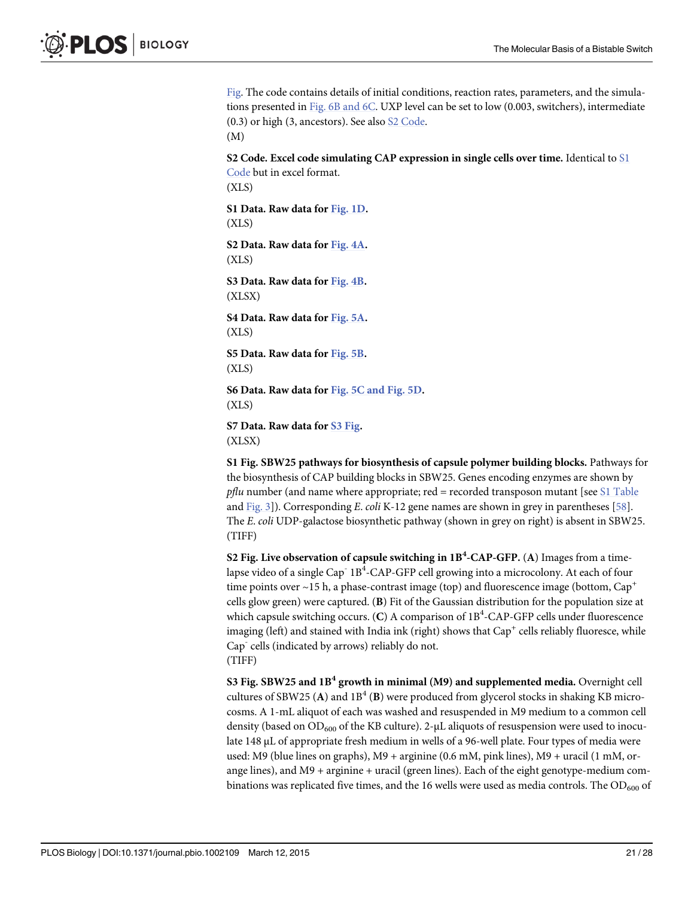Fig. The code contains details of initial conditions, reaction rates, parameters, and the simulations presented in Fig. 6B and 6C. UXP level can be set to low (0.003, switchers), intermediate (0.3) or high (3, ancestors). See also S2 Code.
(M)

**S2 Code. Excel code simulating CAP expression in single cells over time.** Identical to S1 Code but in excel format.
(XLS)

**S1 Data. Raw data for Fig. 1D.**
(XLS)

**S2 Data. Raw data for Fig. 4A.**
(XLS)

**S3 Data. Raw data for Fig. 4B.**
(XLSX)

**S4 Data. Raw data for Fig. 5A.**
(XLS)

**S5 Data. Raw data for Fig. 5B.**
(XLS)

**S6 Data. Raw data for Fig. 5C and Fig. 5D.**
(XLS)

**S7 Data. Raw data for S3 Fig.**
(XLSX)

**S1 Fig. SBW25 pathways for biosynthesis of capsule polymer building blocks.** Pathways for the biosynthesis of CAP building blocks in SBW25. Genes encoding enzymes are shown by *pflu* number (and name where appropriate; red = recorded transposon mutant [see S1 Table and Fig. 3]). Corresponding *E. coli* K-12 gene names are shown in grey in parentheses [58]. The *E. coli* UDP-galactose biosynthetic pathway (shown in grey on right) is absent in SBW25.
(TIFF)

**S2 Fig. Live observation of capsule switching in $1B^4$-CAP-GFP.** (**A**) Images from a time-lapse video of a single $Cap^-$ $1B^4$-CAP-GFP cell growing into a microcolony. At each of four time points over ~15 h, a phase-contrast image (top) and fluorescence image (bottom, $Cap^+$ cells glow green) were captured. (**B**) Fit of the Gaussian distribution for the population size at which capsule switching occurs. (**C**) A comparison of $1B^4$-CAP-GFP cells under fluorescence imaging (left) and stained with India ink (right) shows that $Cap^+$ cells reliably fluoresce, while $Cap^-$ cells (indicated by arrows) reliably do not.
(TIFF)

**S3 Fig. SBW25 and $1B^4$ growth in minimal (M9) and supplemented media.** Overnight cell cultures of SBW25 (**A**) and $1B^4$ (**B**) were produced from glycerol stocks in shaking KB microcosms. A 1-mL aliquot of each was washed and resuspended in M9 medium to a common cell density (based on $OD_{600}$ of the KB culture). 2-μL aliquots of resuspension were used to inoculate 148 μL of appropriate fresh medium in wells of a 96-well plate. Four types of media were used: M9 (blue lines on graphs), M9 + arginine (0.6 mM, pink lines), M9 + uracil (1 mM, orange lines), and M9 + arginine + uracil (green lines). Each of the eight genotype-medium combinations was replicated five times, and the 16 wells were used as media controls. The $OD_{600}$ of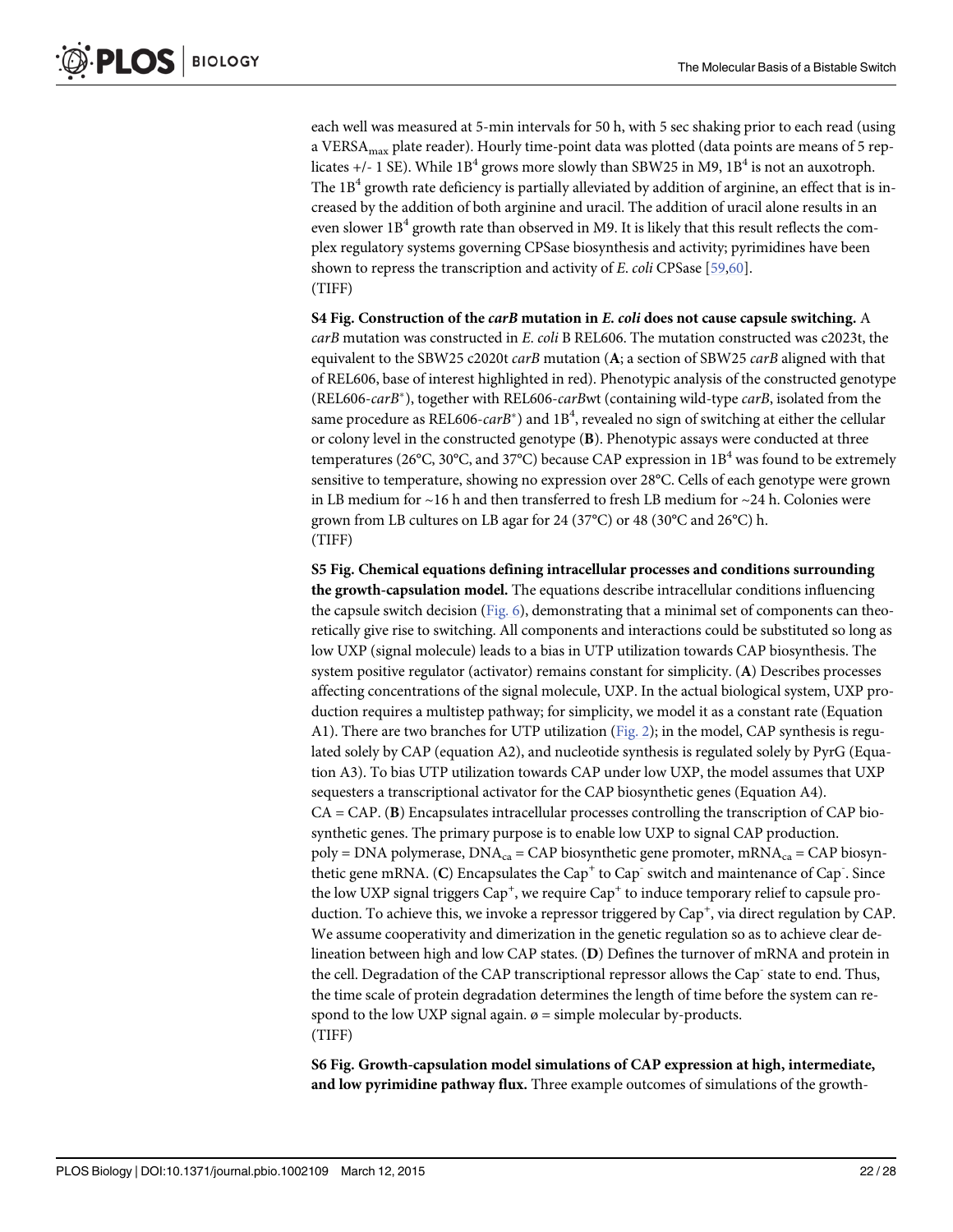each well was measured at 5-min intervals for 50 h, with 5 sec shaking prior to each read (using a $VERSA_{max}$ plate reader). Hourly time-point data was plotted (data points are means of 5 replicates +/- 1 SE). While $1B^4$ grows more slowly than SBW25 in M9, $1B^4$ is not an auxotroph. The $1B^4$ growth rate deficiency is partially alleviated by addition of arginine, an effect that is increased by the addition of both arginine and uracil. The addition of uracil alone results in an even slower $1B^4$ growth rate than observed in M9. It is likely that this result reflects the complex regulatory systems governing CPSase biosynthesis and activity; pyrimidines have been shown to repress the transcription and activity of *E. coli* CPSase [59,60].
(TIFF)

**S4 Fig. Construction of the *carB* mutation in *E. coli* does not cause capsule switching.** A *carB* mutation was constructed in *E. coli* B REL606. The mutation constructed was c2023t, the equivalent to the SBW25 c2020t *carB* mutation (**A**; a section of SBW25 *carB* aligned with that of REL606, base of interest highlighted in red). Phenotypic analysis of the constructed genotype (REL606-*carB*\*), together with REL606-*carB*wt (containing wild-type *carB*, isolated from the same procedure as REL606-*carB*\*) and $1B^4$, revealed no sign of switching at either the cellular or colony level in the constructed genotype (**B**). Phenotypic assays were conducted at three temperatures (26°C, 30°C, and 37°C) because CAP expression in $1B^4$ was found to be extremely sensitive to temperature, showing no expression over 28°C. Cells of each genotype were grown in LB medium for ~16 h and then transferred to fresh LB medium for ~24 h. Colonies were grown from LB cultures on LB agar for 24 (37°C) or 48 (30°C and 26°C) h.
(TIFF)

**S5 Fig. Chemical equations defining intracellular processes and conditions surrounding the growth-capsulation model.** The equations describe intracellular conditions influencing the capsule switch decision (Fig. 6), demonstrating that a minimal set of components can theoretically give rise to switching. All components and interactions could be substituted so long as low UXP (signal molecule) leads to a bias in UTP utilization towards CAP biosynthesis. The system positive regulator (activator) remains constant for simplicity. (**A**) Describes processes affecting concentrations of the signal molecule, UXP. In the actual biological system, UXP production requires a multistep pathway; for simplicity, we model it as a constant rate (Equation A1). There are two branches for UTP utilization (Fig. 2); in the model, CAP synthesis is regulated solely by CAP (equation A2), and nucleotide synthesis is regulated solely by PyrG (Equation A3). To bias UTP utilization towards CAP under low UXP, the model assumes that UXP sequesters a transcriptional activator for the CAP biosynthetic genes (Equation A4). CA = CAP. (**B**) Encapsulates intracellular processes controlling the transcription of CAP biosynthetic genes. The primary purpose is to enable low UXP to signal CAP production. poly = DNA polymerase, $DNA_{ca}$ = CAP biosynthetic gene promoter, $mRNA_{ca}$ = CAP biosynthetic gene mRNA. (**C**) Encapsulates the $Cap^+$ to $Cap^-$ switch and maintenance of $Cap^-$. Since the low UXP signal triggers $Cap^+$, we require $Cap^+$ to induce temporary relief to capsule production. To achieve this, we invoke a repressor triggered by $Cap^+$, via direct regulation by CAP. We assume cooperativity and dimerization in the genetic regulation so as to achieve clear delineation between high and low CAP states. (**D**) Defines the turnover of mRNA and protein in the cell. Degradation of the CAP transcriptional repressor allows the $Cap^-$ state to end. Thus, the time scale of protein degradation determines the length of time before the system can respond to the low UXP signal again. ø = simple molecular by-products.
(TIFF)

**S6 Fig. Growth-capsulation model simulations of CAP expression at high, intermediate, and low pyrimidine pathway flux.** Three example outcomes of simulations of the growth-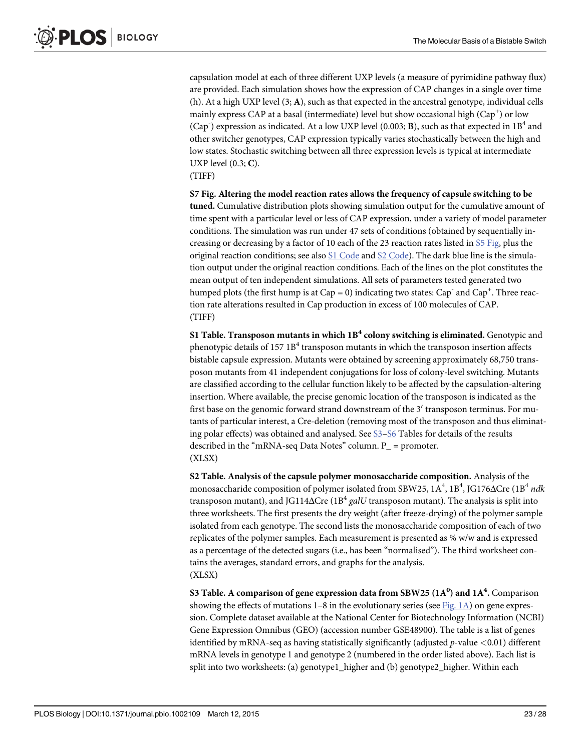capsulation model at each of three different UXP levels (a measure of pyrimidine pathway flux) are provided. Each simulation shows how the expression of CAP changes in a single over time (h). At a high UXP level (3; **A**), such as that expected in the ancestral genotype, individual cells mainly express CAP at a basal (intermediate) level but show occasional high ($Cap^+$) or low ($Cap^-$) expression as indicated. At a low UXP level (0.003; **B**), such as that expected in $1B^4$ and other switcher genotypes, CAP expression typically varies stochastically between the high and low states. Stochastic switching between all three expression levels is typical at intermediate UXP level (0.3; **C**).
(TIFF)

**S7 Fig. Altering the model reaction rates allows the frequency of capsule switching to be tuned.** Cumulative distribution plots showing simulation output for the cumulative amount of time spent with a particular level or less of CAP expression, under a variety of model parameter conditions. The simulation was run under 47 sets of conditions (obtained by sequentially increasing or decreasing by a factor of 10 each of the 23 reaction rates listed in S5 Fig, plus the original reaction conditions; see also S1 Code and S2 Code). The dark blue line is the simulation output under the original reaction conditions. Each of the lines on the plot constitutes the mean output of ten independent simulations. All sets of parameters tested generated two humped plots (the first hump is at Cap = 0) indicating two states: $Cap^-$ and $Cap^+$. Three reaction rate alterations resulted in Cap production in excess of 100 molecules of CAP.
(TIFF)

**S1 Table. Transposon mutants in which $1B^4$ colony switching is eliminated.** Genotypic and phenotypic details of 157 $1B^4$ transposon mutants in which the transposon insertion affects bistable capsule expression. Mutants were obtained by screening approximately 68,750 transposon mutants from 41 independent conjugations for loss of colony-level switching. Mutants are classified according to the cellular function likely to be affected by the capsulation-altering insertion. Where available, the precise genomic location of the transposon is indicated as the first base on the genomic forward strand downstream of the 3′ transposon terminus. For mutants of particular interest, a Cre-deletion (removing most of the transposon and thus eliminating polar effects) was obtained and analysed. See S3–S6 Tables for details of the results described in the "mRNA-seq Data Notes" column. P_ = promoter.
(XLSX)

**S2 Table. Analysis of the capsule polymer monosaccharide composition.** Analysis of the monosaccharide composition of polymer isolated from SBW25, $1A^4$, $1B^4$, JG176ΔCre ($1B^4$ *ndk* transposon mutant), and JG114ΔCre ($1B^4$ *galU* transposon mutant). The analysis is split into three worksheets. The first presents the dry weight (after freeze-drying) of the polymer sample isolated from each genotype. The second lists the monosaccharide composition of each of two replicates of the polymer samples. Each measurement is presented as % w/w and is expressed as a percentage of the detected sugars (i.e., has been "normalised"). The third worksheet contains the averages, standard errors, and graphs for the analysis.
(XLSX)

**S3 Table. A comparison of gene expression data from SBW25 ($1A^0$) and $1A^4$.** Comparison showing the effects of mutations 1–8 in the evolutionary series (see Fig. 1A) on gene expression. Complete dataset available at the National Center for Biotechnology Information (NCBI) Gene Expression Omnibus (GEO) (accession number GSE48900). The table is a list of genes identified by mRNA-seq as having statistically significantly (adjusted $p$-value $<0.01$) different mRNA levels in genotype 1 and genotype 2 (numbered in the order listed above). Each list is split into two worksheets: (a) genotype1_higher and (b) genotype2_higher. Within each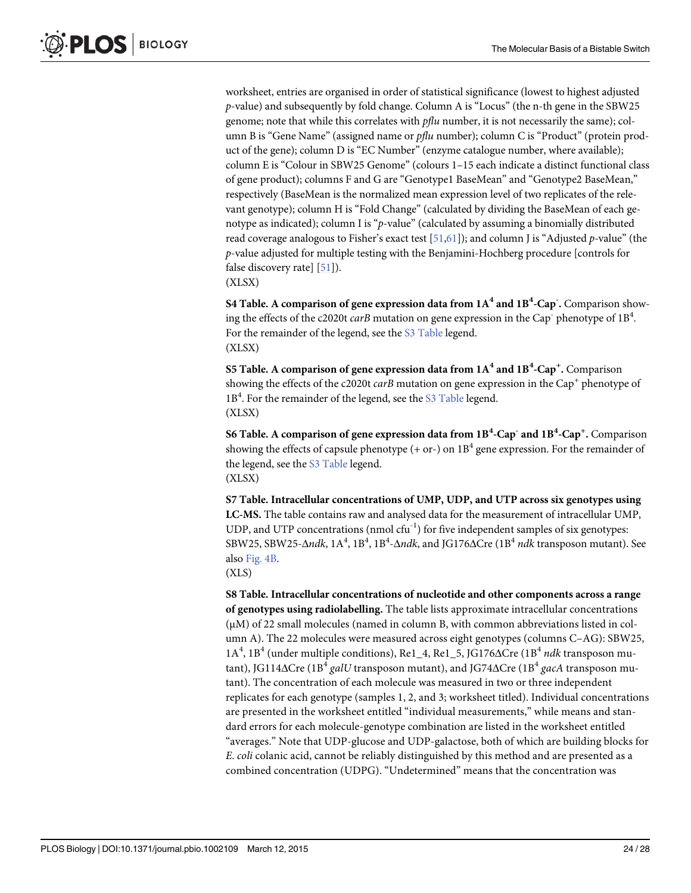worksheet, entries are organised in order of statistical significance (lowest to highest adjusted *p*-value) and subsequently by fold change. Column A is "Locus" (the n-th gene in the SBW25 genome; note that while this correlates with *pflu* number, it is not necessarily the same); column B is "Gene Name" (assigned name or *pflu* number); column C is "Product" (protein product of the gene); column D is "EC Number" (enzyme catalogue number, where available); column E is "Colour in SBW25 Genome" (colours 1–15 each indicate a distinct functional class of gene product); columns F and G are "Genotype1 BaseMean" and "Genotype2 BaseMean," respectively (BaseMean is the normalized mean expression level of two replicates of the relevant genotype); column H is "Fold Change" (calculated by dividing the BaseMean of each genotype as indicated); column I is "*p*-value" (calculated by assuming a binomially distributed read coverage analogous to Fisher's exact test [51,61]); and column J is "Adjusted *p*-value" (the *p*-value adjusted for multiple testing with the Benjamini-Hochberg procedure [controls for false discovery rate] [51]).
(XLSX)

**S4 Table. A comparison of gene expression data from $1A^4$ and $1B^4$-Cap$^-$.** Comparison showing the effects of the c2020t *carB* mutation on gene expression in the Cap$^-$ phenotype of $1B^4$. For the remainder of the legend, see the S3 Table legend.
(XLSX)

**S5 Table. A comparison of gene expression data from $1A^4$ and $1B^4$-Cap$^+$.** Comparison showing the effects of the c2020t *carB* mutation on gene expression in the Cap$^+$ phenotype of $1B^4$. For the remainder of the legend, see the S3 Table legend.
(XLSX)

**S6 Table. A comparison of gene expression data from $1B^4$-Cap$^-$ and $1B^4$-Cap$^+$.** Comparison showing the effects of capsule phenotype (+ or-) on $1B^4$ gene expression. For the remainder of the legend, see the S3 Table legend.
(XLSX)

**S7 Table. Intracellular concentrations of UMP, UDP, and UTP across six genotypes using LC-MS.** The table contains raw and analysed data for the measurement of intracellular UMP, UDP, and UTP concentrations (nmol cfu$^{-1}$) for five independent samples of six genotypes: SBW25, SBW25-Δ*ndk*, $1A^4$, $1B^4$, $1B^4$-Δ*ndk*, and JG176ΔCre ($1B^4$ *ndk* transposon mutant). See also Fig. 4B.
(XLS)

**S8 Table. Intracellular concentrations of nucleotide and other components across a range of genotypes using radiolabelling.** The table lists approximate intracellular concentrations (μM) of 22 small molecules (named in column B, with common abbreviations listed in column A). The 22 molecules were measured across eight genotypes (columns C–AG): SBW25, $1A^4$, $1B^4$ (under multiple conditions), Re1_4, Re1_5, JG176ΔCre ($1B^4$ *ndk* transposon mutant), JG114ΔCre ($1B^4$ *galU* transposon mutant), and JG74ΔCre ($1B^4$ *gacA* transposon mutant). The concentration of each molecule was measured in two or three independent replicates for each genotype (samples 1, 2, and 3; worksheet titled). Individual concentrations are presented in the worksheet entitled "individual measurements," while means and standard errors for each molecule-genotype combination are listed in the worksheet entitled "averages." Note that UDP-glucose and UDP-galactose, both of which are building blocks for *E. coli* colanic acid, cannot be reliably distinguished by this method and are presented as a combined concentration (UDPG). "Undetermined" means that the concentration was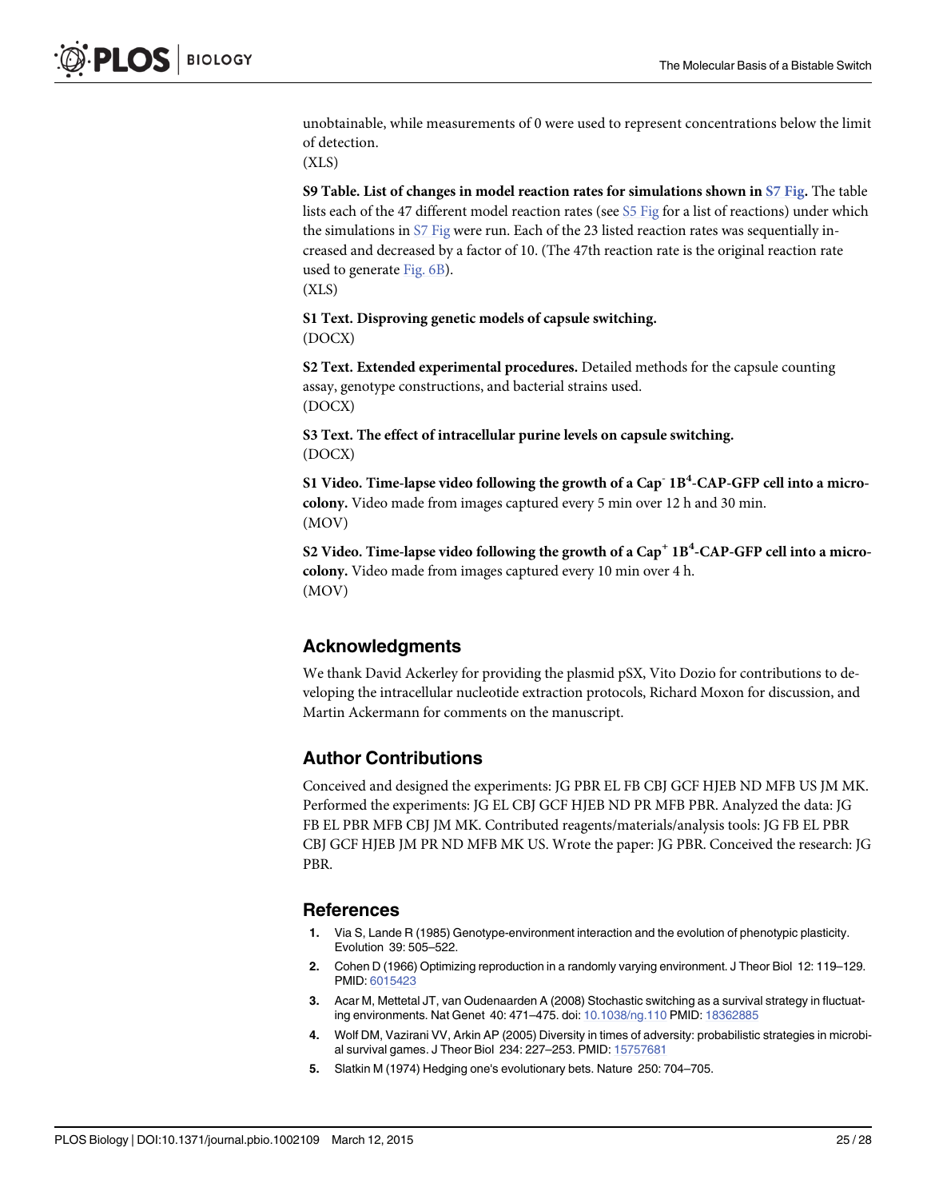unobtainable, while measurements of 0 were used to represent concentrations below the limit of detection.

(XLS)

**S9 Table. List of changes in model reaction rates for simulations shown in S7 Fig.** The table lists each of the 47 different model reaction rates (see S5 Fig for a list of reactions) under which the simulations in S7 Fig were run. Each of the 23 listed reaction rates was sequentially increased and decreased by a factor of 10. (The 47th reaction rate is the original reaction rate used to generate Fig. 6B).

(XLS)

**S1 Text. Disproving genetic models of capsule switching.**

(DOCX)

**S2 Text. Extended experimental procedures.** Detailed methods for the capsule counting assay, genotype constructions, and bacterial strains used.

(DOCX)

**S3 Text. The effect of intracellular purine levels on capsule switching.**

(DOCX)

**S1 Video. Time-lapse video following the growth of a Cap$^{-}$ 1B$^{4}$-CAP-GFP cell into a microcolony.** Video made from images captured every 5 min over 12 h and 30 min.

(MOV)

**S2 Video. Time-lapse video following the growth of a Cap$^{+}$ 1B$^{4}$-CAP-GFP cell into a microcolony.** Video made from images captured every 10 min over 4 h.

(MOV)

## Acknowledgments

We thank David Ackerley for providing the plasmid pSX, Vito Dozio for contributions to developing the intracellular nucleotide extraction protocols, Richard Moxon for discussion, and Martin Ackermann for comments on the manuscript.

## Author Contributions

Conceived and designed the experiments: JG PBR EL FB CBJ GCF HJEB ND MFB US JM MK. Performed the experiments: JG EL CBJ GCF HJEB ND PR MFB PBR. Analyzed the data: JG FB EL PBR MFB CBJ JM MK. Contributed reagents/materials/analysis tools: JG FB EL PBR CBJ GCF HJEB JM PR ND MFB MK US. Wrote the paper: JG PBR. Conceived the research: JG PBR.

## References

1. Via S, Lande R (1985) Genotype-environment interaction and the evolution of phenotypic plasticity. Evolution 39: 505–522.
2. Cohen D (1966) Optimizing reproduction in a randomly varying environment. J Theor Biol 12: 119–129. PMID: 6015423
3. Acar M, Mettetal JT, van Oudenaarden A (2008) Stochastic switching as a survival strategy in fluctuating environments. Nat Genet 40: 471–475. doi: 10.1038/ng.110 PMID: 18362885
4. Wolf DM, Vazirani VV, Arkin AP (2005) Diversity in times of adversity: probabilistic strategies in microbial survival games. J Theor Biol 234: 227–253. PMID: 15757681
5. Slatkin M (1974) Hedging one's evolutionary bets. Nature 250: 704–705.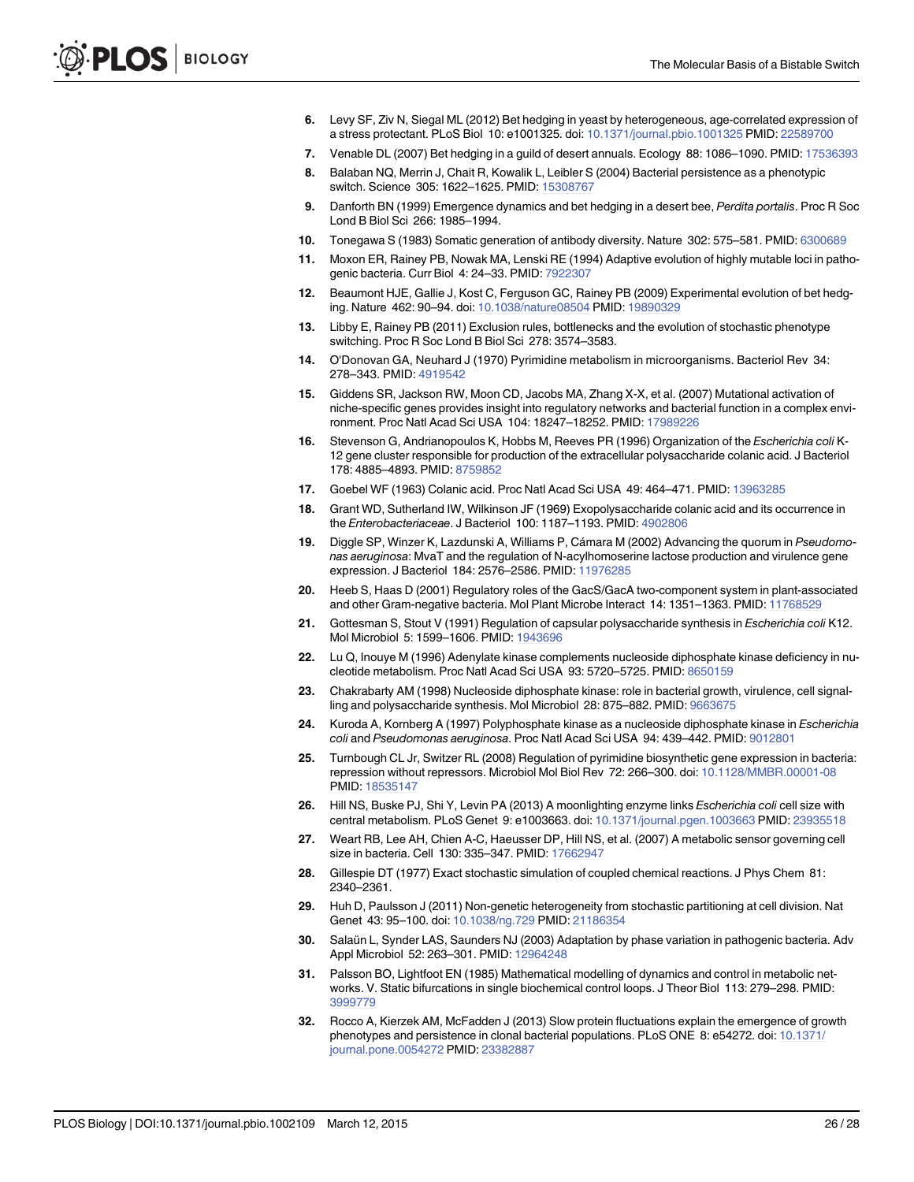6. Levy SF, Ziv N, Siegal ML (2012) Bet hedging in yeast by heterogeneous, age-correlated expression of a stress protectant. PLoS Biol 10: e1001325. doi: 10.1371/journal.pbio.1001325 PMID: 22589700
7. Venable DL (2007) Bet hedging in a guild of desert annuals. Ecology 88: 1086–1090. PMID: 17536393
8. Balaban NQ, Merrin J, Chait R, Kowalik L, Leibler S (2004) Bacterial persistence as a phenotypic switch. Science 305: 1622–1625. PMID: 15308767
9. Danforth BN (1999) Emergence dynamics and bet hedging in a desert bee, *Perdita portalis*. Proc R Soc Lond B Biol Sci 266: 1985–1994.
10. Tonegawa S (1983) Somatic generation of antibody diversity. Nature 302: 575–581. PMID: 6300689
11. Moxon ER, Rainey PB, Nowak MA, Lenski RE (1994) Adaptive evolution of highly mutable loci in pathogenic bacteria. Curr Biol 4: 24–33. PMID: 7922307
12. Beaumont HJE, Gallie J, Kost C, Ferguson GC, Rainey PB (2009) Experimental evolution of bet hedging. Nature 462: 90–94. doi: 10.1038/nature08504 PMID: 19890329
13. Libby E, Rainey PB (2011) Exclusion rules, bottlenecks and the evolution of stochastic phenotype switching. Proc R Soc Lond B Biol Sci 278: 3574–3583.
14. O'Donovan GA, Neuhard J (1970) Pyrimidine metabolism in microorganisms. Bacteriol Rev 34: 278–343. PMID: 4919542
15. Giddens SR, Jackson RW, Moon CD, Jacobs MA, Zhang X-X, et al. (2007) Mutational activation of niche-specific genes provides insight into regulatory networks and bacterial function in a complex environment. Proc Natl Acad Sci USA 104: 18247–18252. PMID: 17989226
16. Stevenson G, Andrianopoulos K, Hobbs M, Reeves PR (1996) Organization of the *Escherichia coli* K-12 gene cluster responsible for production of the extracellular polysaccharide colanic acid. J Bacteriol 178: 4885–4893. PMID: 8759852
17. Goebel WF (1963) Colanic acid. Proc Natl Acad Sci USA 49: 464–471. PMID: 13963285
18. Grant WD, Sutherland IW, Wilkinson JF (1969) Exopolysaccharide colanic acid and its occurrence in the *Enterobacteriaceae*. J Bacteriol 100: 1187–1193. PMID: 4902806
19. Diggle SP, Winzer K, Lazdunski A, Williams P, Cámara M (2002) Advancing the quorum in *Pseudomonas aeruginosa*: MvaT and the regulation of N-acylhomoserine lactose production and virulence gene expression. J Bacteriol 184: 2576–2586. PMID: 11976285
20. Heeb S, Haas D (2001) Regulatory roles of the GacS/GacA two-component system in plant-associated and other Gram-negative bacteria. Mol Plant Microbe Interact 14: 1351–1363. PMID: 11768529
21. Gottesman S, Stout V (1991) Regulation of capsular polysaccharide synthesis in *Escherichia coli* K12. Mol Microbiol 5: 1599–1606. PMID: 1943696
22. Lu Q, Inouye M (1996) Adenylate kinase complements nucleoside diphosphate kinase deficiency in nucleotide metabolism. Proc Natl Acad Sci USA 93: 5720–5725. PMID: 8650159
23. Chakrabarty AM (1998) Nucleoside diphosphate kinase: role in bacterial growth, virulence, cell signalling and polysaccharide synthesis. Mol Microbiol 28: 875–882. PMID: 9663675
24. Kuroda A, Kornberg A (1997) Polyphosphate kinase as a nucleoside diphosphate kinase in *Escherichia coli* and *Pseudomonas aeruginosa*. Proc Natl Acad Sci USA 94: 439–442. PMID: 9012801
25. Turnbough CL Jr, Switzer RL (2008) Regulation of pyrimidine biosynthetic gene expression in bacteria: repression without repressors. Microbiol Mol Biol Rev 72: 266–300. doi: 10.1128/MMBR.00001-08 PMID: 18535147
26. Hill NS, Buske PJ, Shi Y, Levin PA (2013) A moonlighting enzyme links *Escherichia coli* cell size with central metabolism. PLoS Genet 9: e1003663. doi: 10.1371/journal.pgen.1003663 PMID: 23935518
27. Weart RB, Lee AH, Chien A-C, Haeusser DP, Hill NS, et al. (2007) A metabolic sensor governing cell size in bacteria. Cell 130: 335–347. PMID: 17662947
28. Gillespie DT (1977) Exact stochastic simulation of coupled chemical reactions. J Phys Chem 81: 2340–2361.
29. Huh D, Paulsson J (2011) Non-genetic heterogeneity from stochastic partitioning at cell division. Nat Genet 43: 95–100. doi: 10.1038/ng.729 PMID: 21186354
30. Salaün L, Synder LAS, Saunders NJ (2003) Adaptation by phase variation in pathogenic bacteria. Adv Appl Microbiol 52: 263–301. PMID: 12964248
31. Palsson BO, Lightfoot EN (1985) Mathematical modelling of dynamics and control in metabolic networks. V. Static bifurcations in single biochemical control loops. J Theor Biol 113: 279–298. PMID: 3999779
32. Rocco A, Kierzek AM, McFadden J (2013) Slow protein fluctuations explain the emergence of growth phenotypes and persistence in clonal bacterial populations. PLoS ONE 8: e54272. doi: 10.1371/journal.pone.0054272 PMID: 23382887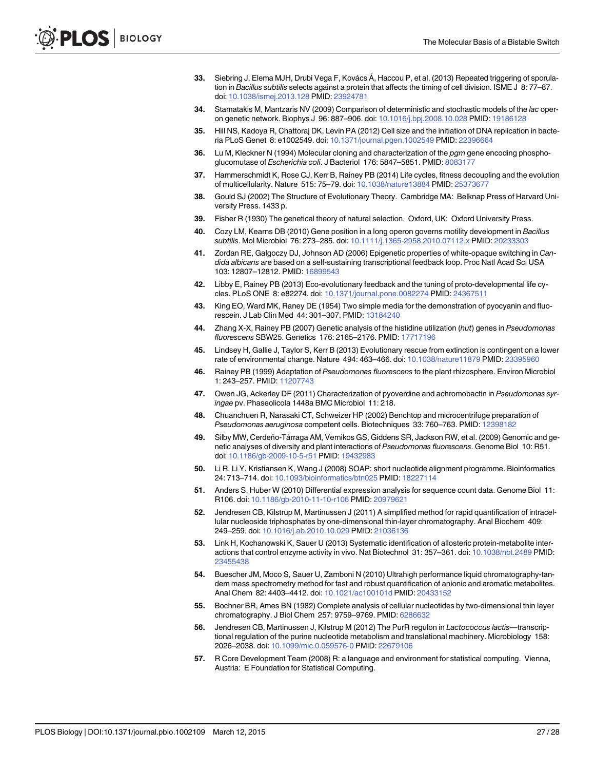33. Siebring J, Elema MJH, Drubi Vega F, Kovács Á, Haccou P, et al. (2013) Repeated triggering of sporulation in *Bacillus subtilis* selects against a protein that affects the timing of cell division. ISME J 8: 77–87. doi: 10.1038/ismej.2013.128 PMID: 23924781

34. Stamatakis M, Mantzaris NV (2009) Comparison of deterministic and stochastic models of the *lac* operon genetic network. Biophys J 96: 887–906. doi: 10.1016/j.bpj.2008.10.028 PMID: 19186128

35. Hill NS, Kadoya R, Chattoraj DK, Levin PA (2012) Cell size and the initiation of DNA replication in bacteria PLoS Genet 8: e1002549. doi: 10.1371/journal.pgen.1002549 PMID: 22396664

36. Lu M, Kleckner N (1994) Molecular cloning and characterization of the *pgm* gene encoding phosphoglucomutase of *Escherichia coli*. J Bacteriol 176: 5847–5851. PMID: 8083177

37. Hammerschmidt K, Rose CJ, Kerr B, Rainey PB (2014) Life cycles, fitness decoupling and the evolution of multicellularity. Nature 515: 75–79. doi: 10.1038/nature13884 PMID: 25373677

38. Gould SJ (2002) The Structure of Evolutionary Theory. Cambridge MA: Belknap Press of Harvard University Press. 1433 p.

39. Fisher R (1930) The genetical theory of natural selection. Oxford, UK: Oxford University Press.

40. Cozy LM, Kearns DB (2010) Gene position in a long operon governs motility development in *Bacillus subtilis*. Mol Microbiol 76: 273–285. doi: 10.1111/j.1365-2958.2010.07112.x PMID: 20233303

41. Zordan RE, Galgoczy DJ, Johnson AD (2006) Epigenetic properties of white-opaque switching in *Candida albicans* are based on a self-sustaining transcriptional feedback loop. Proc Natl Acad Sci USA 103: 12807–12812. PMID: 16899543

42. Libby E, Rainey PB (2013) Eco-evolutionary feedback and the tuning of proto-developmental life cycles. PLoS ONE 8: e82274. doi: 10.1371/journal.pone.0082274 PMID: 24367511

43. King EO, Ward MK, Raney DE (1954) Two simple media for the demonstration of pyocyanin and fluorescein. J Lab Clin Med 44: 301–307. PMID: 13184240

44. Zhang X-X, Rainey PB (2007) Genetic analysis of the histidine utilization (*hut*) genes in *Pseudomonas fluorescens* SBW25. Genetics 176: 2165–2176. PMID: 17717196

45. Lindsey H, Gallie J, Taylor S, Kerr B (2013) Evolutionary rescue from extinction is contingent on a lower rate of environmental change. Nature 494: 463–466. doi: 10.1038/nature11879 PMID: 23395960

46. Rainey PB (1999) Adaptation of *Pseudomonas fluorescens* to the plant rhizosphere. Environ Microbiol 1: 243–257. PMID: 11207743

47. Owen JG, Ackerley DF (2011) Characterization of pyoverdine and achromobactin in *Pseudomonas syringae* pv. Phaseolicola 1448a BMC Microbiol 11: 218.

48. Chuanchuen R, Narasaki CT, Schweizer HP (2002) Benchtop and microcentrifuge preparation of *Pseudomonas aeruginosa* competent cells. Biotechniques 33: 760–763. PMID: 12398182

49. Silby MW, Cerdeño-Tárraga AM, Vernikos GS, Giddens SR, Jackson RW, et al. (2009) Genomic and genetic analyses of diversity and plant interactions of *Pseudomonas fluorescens*. Genome Biol 10: R51. doi: 10.1186/gb-2009-10-5-r51 PMID: 19432983

50. Li R, Li Y, Kristiansen K, Wang J (2008) SOAP: short nucleotide alignment programme. Bioinformatics 24: 713–714. doi: 10.1093/bioinformatics/btn025 PMID: 18227114

51. Anders S, Huber W (2010) Differential expression analysis for sequence count data. Genome Biol 11: R106. doi: 10.1186/gb-2010-11-10-r106 PMID: 20979621

52. Jendresen CB, Kilstrup M, Martinussen J (2011) A simplified method for rapid quantification of intracellular nucleoside triphosphates by one-dimensional thin-layer chromatography. Anal Biochem 409: 249–259. doi: 10.1016/j.ab.2010.10.029 PMID: 21036136

53. Link H, Kochanowski K, Sauer U (2013) Systematic identification of allosteric protein-metabolite interactions that control enzyme activity in vivo. Nat Biotechnol 31: 357–361. doi: 10.1038/nbt.2489 PMID: 23455438

54. Buescher JM, Moco S, Sauer U, Zamboni N (2010) Ultrahigh performance liquid chromatography-tandem mass spectrometry method for fast and robust quantification of anionic and aromatic metabolites. Anal Chem 82: 4403–4412. doi: 10.1021/ac100101d PMID: 20433152

55. Bochner BR, Ames BN (1982) Complete analysis of cellular nucleotides by two-dimensional thin layer chromatography. J Biol Chem 257: 9759–9769. PMID: 6286632

56. Jendresen CB, Martinussen J, Kilstrup M (2012) The PurR regulon in *Lactococcus lactis*—transcriptional regulation of the purine nucleotide metabolism and translational machinery. Microbiology 158: 2026–2038. doi: 10.1099/mic.0.059576-0 PMID: 22679106

57. R Core Development Team (2008) R: a language and environment for statistical computing. Vienna, Austria: E Foundation for Statistical Computing.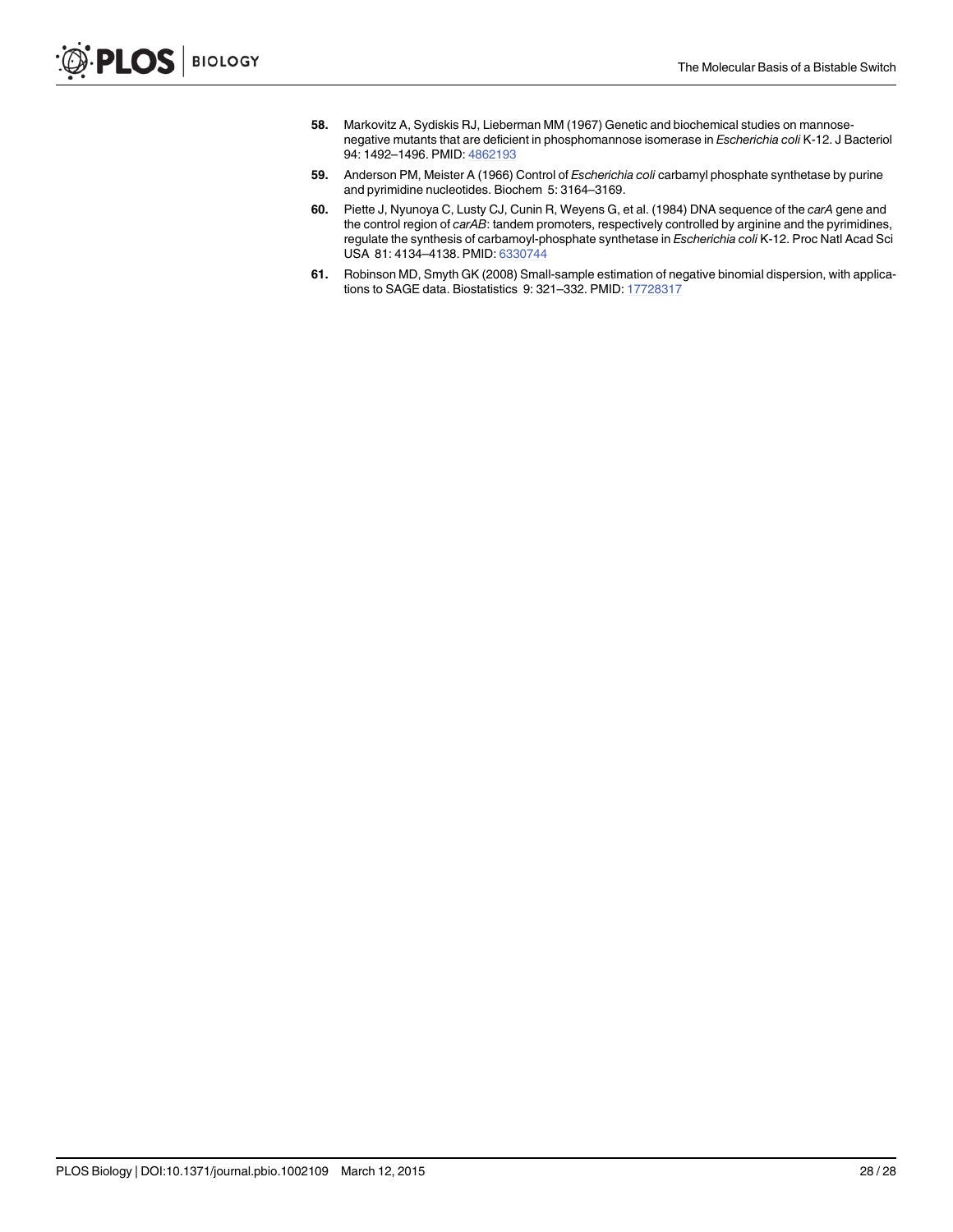58. Markovitz A, Sydiskis RJ, Lieberman MM (1967) Genetic and biochemical studies on mannose-negative mutants that are deficient in phosphomannose isomerase in *Escherichia coli* K-12. J Bacteriol 94: 1492–1496. PMID: 4862193

59. Anderson PM, Meister A (1966) Control of *Escherichia coli* carbamyl phosphate synthetase by purine and pyrimidine nucleotides. Biochem 5: 3164–3169.

60. Piette J, Nyunoya C, Lusty CJ, Cunin R, Weyens G, et al. (1984) DNA sequence of the *carA* gene and the control region of *carAB*: tandem promoters, respectively controlled by arginine and the pyrimidines, regulate the synthesis of carbamoyl-phosphate synthetase in *Escherichia coli* K-12. Proc Natl Acad Sci USA 81: 4134–4138. PMID: 6330744

61. Robinson MD, Smyth GK (2008) Small-sample estimation of negative binomial dispersion, with applications to SAGE data. Biostatistics 9: 321–332. PMID: 17728317